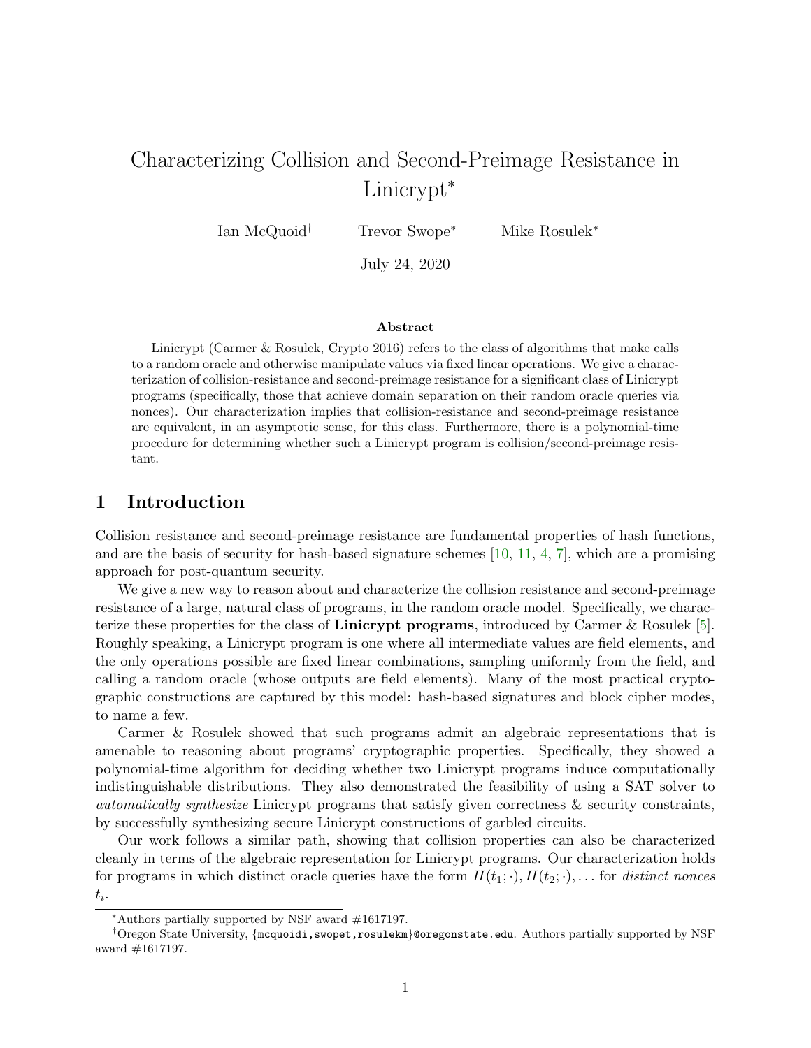# Characterizing Collision and Second-Preimage Resistance in Linicrypt*

Ian McQuoid† Trevor Swope* Mike Rosulek*

July 24, 2020

### Abstract

Linicrypt (Carmer & Rosulek, Crypto 2016) refers to the class of algorithms that make calls to a random oracle and otherwise manipulate values via fixed linear operations. We give a characterization of collision-resistance and second-preimage resistance for a significant class of Linicrypt programs (specifically, those that achieve domain separation on their random oracle queries via nonces). Our characterization implies that collision-resistance and second-preimage resistance are equivalent, in an asymptotic sense, for this class. Furthermore, there is a polynomial-time procedure for determining whether such a Linicrypt program is collision/second-preimage resistant.

## 1 Introduction

Collision resistance and second-preimage resistance are fundamental properties of hash functions, and are the basis of security for hash-based signature schemes [10, 11, 4, 7], which are a promising approach for post-quantum security.

We give a new way to reason about and characterize the collision resistance and second-preimage resistance of a large, natural class of programs, in the random oracle model. Specifically, we characterize these properties for the class of **Linicrypt programs**, introduced by Carmer & Rosulek [5]. Roughly speaking, a Linicrypt program is one where all intermediate values are field elements, and the only operations possible are fixed linear combinations, sampling uniformly from the field, and calling a random oracle (whose outputs are field elements). Many of the most practical cryptographic constructions are captured by this model: hash-based signatures and block cipher modes, to name a few.

Carmer & Rosulek showed that such programs admit an algebraic representations that is amenable to reasoning about programs' cryptographic properties. Specifically, they showed a polynomial-time algorithm for deciding whether two Linicrypt programs induce computationally indistinguishable distributions. They also demonstrated the feasibility of using a SAT solver to *automatically synthesize* Linicrypt programs that satisfy given correctness & security constraints, by successfully synthesizing secure Linicrypt constructions of garbled circuits.

Our work follows a similar path, showing that collision properties can also be characterized cleanly in terms of the algebraic representation for Linicrypt programs. Our characterization holds for programs in which distinct oracle queries have the form $H(t_1; \cdot), H(t_2; \cdot), \ldots$ for *distinct nonces* $t_i$.

*Authors partially supported by NSF award #1617197.

†Oregon State University, {mcquoidi,swopet,rosulekm}@oregonstate.edu. Authors partially supported by NSF award #1617197.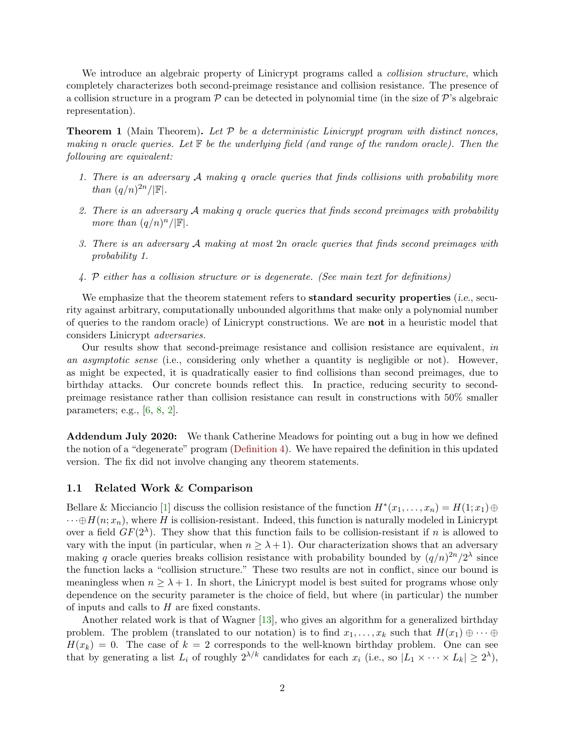We introduce an algebraic property of Linicrypt programs called a *collision structure*, which completely characterizes both second-preimage resistance and collision resistance. The presence of a collision structure in a program $\mathcal{P}$ can be detected in polynomial time (in the size of $\mathcal{P}$'s algebraic representation).

**Theorem 1** (Main Theorem)**.** *Let $\mathcal{P}$ be a deterministic Linicrypt program with distinct nonces, making $n$ oracle queries. Let $\mathbb{F}$ be the underlying field (and range of the random oracle). Then the following are equivalent:*

1. *There is an adversary $\mathcal{A}$ making $q$ oracle queries that finds collisions with probability more than $(q/n)^{2n}/|\mathbb{F}|$.*
2. *There is an adversary $\mathcal{A}$ making $q$ oracle queries that finds second preimages with probability more than $(q/n)^{n}/|\mathbb{F}|$.*
3. *There is an adversary $\mathcal{A}$ making at most $2n$ oracle queries that finds second preimages with probability 1.*
4. *$\mathcal{P}$ either has a collision structure or is degenerate. (See main text for definitions)*

We emphasize that the theorem statement refers to **standard security properties** (*i.e.*, security against arbitrary, computationally unbounded algorithms that make only a polynomial number of queries to the random oracle) of Linicrypt constructions. We are **not** in a heuristic model that considers Linicrypt *adversaries*.

Our results show that second-preimage resistance and collision resistance are equivalent, *in an asymptotic sense* (i.e., considering only whether a quantity is negligible or not). However, as might be expected, it is quadratically easier to find collisions than second preimages, due to birthday attacks. Our concrete bounds reflect this. In practice, reducing security to second-preimage resistance rather than collision resistance can result in constructions with 50% smaller parameters; e.g., [6, 8, 2].

**Addendum July 2020:** We thank Catherine Meadows for pointing out a bug in how we defined the notion of a "degenerate" program (Definition 4). We have repaired the definition in this updated version. The fix did not involve changing any theorem statements.

### 1.1 Related Work & Comparison

Bellare & Micciancio [1] discuss the collision resistance of the function $H^*(x_1, \ldots, x_n) = H(1; x_1) \oplus \cdots \oplus H(n; x_n)$, where $H$ is collision-resistant. Indeed, this function is naturally modeled in Linicrypt over a field $GF(2^\lambda)$. They show that this function fails to be collision-resistant if $n$ is allowed to vary with the input (in particular, when $n \geq \lambda + 1$). Our characterization shows that an adversary making $q$ oracle queries breaks collision resistance with probability bounded by $(q/n)^{2n}/2^\lambda$ since the function lacks a "collision structure." These two results are not in conflict, since our bound is meaningless when $n \geq \lambda + 1$. In short, the Linicrypt model is best suited for programs whose only dependence on the security parameter is the choice of field, but where (in particular) the number of inputs and calls to $H$ are fixed constants.

Another related work is that of Wagner [13], who gives an algorithm for a generalized birthday problem. The problem (translated to our notation) is to find $x_1, \ldots, x_k$ such that $H(x_1) \oplus \cdots \oplus H(x_k) = 0$. The case of $k = 2$ corresponds to the well-known birthday problem. One can see that by generating a list $L_i$ of roughly $2^{\lambda/k}$ candidates for each $x_i$ (i.e., so $|L_1 \times \cdots \times L_k| \geq 2^\lambda$),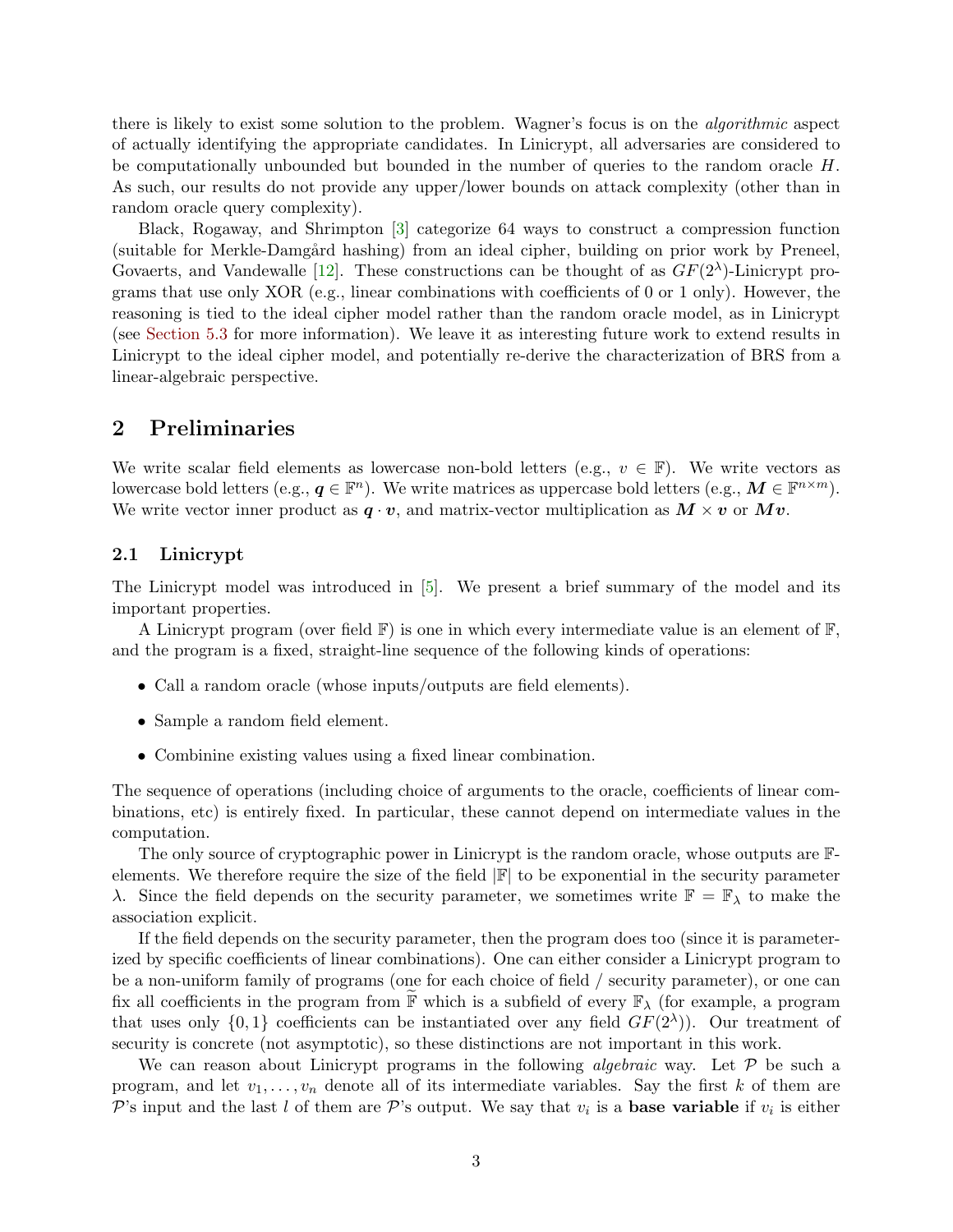there is likely to exist some solution to the problem. Wagner's focus is on the *algorithmic* aspect of actually identifying the appropriate candidates. In Linicrypt, all adversaries are considered to be computationally unbounded but bounded in the number of queries to the random oracle $H$. As such, our results do not provide any upper/lower bounds on attack complexity (other than in random oracle query complexity).

Black, Rogaway, and Shrimpton [3] categorize 64 ways to construct a compression function (suitable for Merkle-Damgård hashing) from an ideal cipher, building on prior work by Preneel, Govaerts, and Vandewalle [12]. These constructions can be thought of as $GF(2^\lambda)$-Linicrypt programs that use only XOR (e.g., linear combinations with coefficients of 0 or 1 only). However, the reasoning is tied to the ideal cipher model rather than the random oracle model, as in Linicrypt (see Section 5.3 for more information). We leave it as interesting future work to extend results in Linicrypt to the ideal cipher model, and potentially re-derive the characterization of BRS from a linear-algebraic perspective.

## 2 Preliminaries

We write scalar field elements as lowercase non-bold letters (e.g., $v \in \mathbb{F}$). We write vectors as lowercase bold letters (e.g., $\boldsymbol{q} \in \mathbb{F}^n$). We write matrices as uppercase bold letters (e.g., $\boldsymbol{M} \in \mathbb{F}^{n \times m}$). We write vector inner product as $\boldsymbol{q} \cdot \boldsymbol{v}$, and matrix-vector multiplication as $\boldsymbol{M} \times \boldsymbol{v}$ or $\boldsymbol{M}\boldsymbol{v}$.

### 2.1 Linicrypt

The Linicrypt model was introduced in [5]. We present a brief summary of the model and its important properties.

A Linicrypt program (over field $\mathbb{F}$) is one in which every intermediate value is an element of $\mathbb{F}$, and the program is a fixed, straight-line sequence of the following kinds of operations:

- Call a random oracle (whose inputs/outputs are field elements).
- Sample a random field element.
- Combinine existing values using a fixed linear combination.

The sequence of operations (including choice of arguments to the oracle, coefficients of linear combinations, etc) is entirely fixed. In particular, these cannot depend on intermediate values in the computation.

The only source of cryptographic power in Linicrypt is the random oracle, whose outputs are $\mathbb{F}$-elements. We therefore require the size of the field $|\mathbb{F}|$ to be exponential in the security parameter $\lambda$. Since the field depends on the security parameter, we sometimes write $\mathbb{F} = \mathbb{F}_\lambda$ to make the association explicit.

If the field depends on the security parameter, then the program does too (since it is parameterized by specific coefficients of linear combinations). One can either consider a Linicrypt program to be a non-uniform family of programs (one for each choice of field / security parameter), or one can fix all coefficients in the program from $\widetilde{\mathbb{F}}$ which is a subfield of every $\mathbb{F}_\lambda$ (for example, a program that uses only $\{0, 1\}$ coefficients can be instantiated over any field $GF(2^\lambda)$). Our treatment of security is concrete (not asymptotic), so these distinctions are not important in this work.

We can reason about Linicrypt programs in the following *algebraic* way. Let $\mathcal{P}$ be such a program, and let $v_1, \ldots, v_n$ denote all of its intermediate variables. Say the first $k$ of them are $\mathcal{P}$'s input and the last $l$ of them are $\mathcal{P}$'s output. We say that $v_i$ is a **base variable** if $v_i$ is either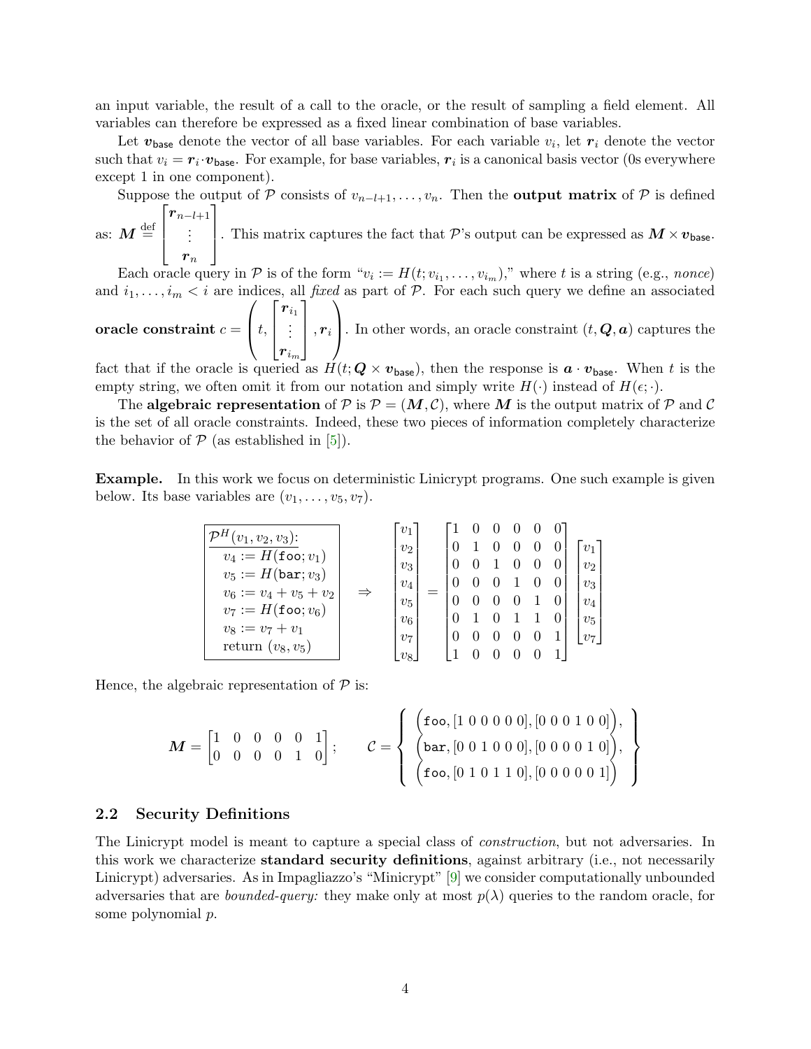an input variable, the result of a call to the oracle, or the result of sampling a field element. All variables can therefore be expressed as a fixed linear combination of base variables.

Let $\boldsymbol{v}_{\mathsf{base}}$ denote the vector of all base variables. For each variable $v_i$, let $\boldsymbol{r}_i$ denote the vector such that $v_i = \boldsymbol{r}_i \cdot \boldsymbol{v}_{\mathsf{base}}$. For example, for base variables, $\boldsymbol{r}_i$ is a canonical basis vector (0s everywhere except 1 in one component).

Suppose the output of $\mathcal{P}$ consists of $v_{n-l+1}, \ldots, v_n$. Then the **output matrix** of $\mathcal{P}$ is defined as: $\boldsymbol{M} \stackrel{\text{def}}{=} \begin{bmatrix} \boldsymbol{r}_{n-l+1} \\ \vdots \\ \boldsymbol{r}_n \end{bmatrix}$. This matrix captures the fact that $\mathcal{P}$'s output can be expressed as $\boldsymbol{M} \times \boldsymbol{v}_{\mathsf{base}}$.

Each oracle query in $\mathcal{P}$ is of the form "$v_i := H(t; v_{i_1}, \ldots, v_{i_m})$," where $t$ is a string (e.g., *nonce*) and $i_1, \ldots, i_m < i$ are indices, all *fixed* as part of $\mathcal{P}$. For each such query we define an associated **oracle constraint** $c = \left( t, \begin{bmatrix} \boldsymbol{r}_{i_1} \\ \vdots \\ \boldsymbol{r}_{i_m} \end{bmatrix}, \boldsymbol{r}_i \right)$. In other words, an oracle constraint $(t, \boldsymbol{Q}, \boldsymbol{a})$ captures the fact that if the oracle is queried as $H(t; \boldsymbol{Q} \times \boldsymbol{v}_{\mathsf{base}})$, then the response is $\boldsymbol{a} \cdot \boldsymbol{v}_{\mathsf{base}}$. When $t$ is the empty string, we often omit it from our notation and simply write $H(\cdot)$ instead of $H(\epsilon; \cdot)$.

The **algebraic representation** of $\mathcal{P}$ is $\mathcal{P} = (\boldsymbol{M}, \mathcal{C})$, where $\boldsymbol{M}$ is the output matrix of $\mathcal{P}$ and $\mathcal{C}$ is the set of all oracle constraints. Indeed, these two pieces of information completely characterize the behavior of $\mathcal{P}$ (as established in [5]).

**Example.** In this work we focus on deterministic Linicrypt programs. One such example is given below. Its base variables are $(v_1, \ldots, v_5, v_7)$.

```
P^H(v1, v2, v3):
  v4 := H(foo; v1)
  v5 := H(bar; v3)
  v6 := v4 + v5 + v2
  v7 := H(foo; v6)
  v8 := v7 + v1
  return (v8, v5)
```

$$\Rightarrow \quad \begin{bmatrix} v_1 \\ v_2 \\ v_3 \\ v_4 \\ v_5 \\ v_6 \\ v_7 \\ v_8 \end{bmatrix} = \begin{bmatrix} 1 & 0 & 0 & 0 & 0 & 0 \\ 0 & 1 & 0 & 0 & 0 & 0 \\ 0 & 0 & 1 & 0 & 0 & 0 \\ 0 & 0 & 0 & 1 & 0 & 0 \\ 0 & 0 & 0 & 0 & 1 & 0 \\ 0 & 1 & 0 & 1 & 1 & 0 \\ 0 & 0 & 0 & 0 & 0 & 1 \\ 1 & 0 & 0 & 0 & 0 & 1 \end{bmatrix} \begin{bmatrix} v_1 \\ v_2 \\ v_3 \\ v_4 \\ v_5 \\ v_7 \end{bmatrix}$$

Hence, the algebraic representation of $\mathcal{P}$ is:

$$\boldsymbol{M} = \begin{bmatrix} 1 & 0 & 0 & 0 & 0 & 1 \\ 0 & 0 & 0 & 0 & 1 & 0 \end{bmatrix}; \qquad \mathcal{C} = \left\{ \begin{array}{l} \big(\texttt{foo}, [1\ 0\ 0\ 0\ 0\ 0], [0\ 0\ 0\ 1\ 0\ 0]\big), \\ \big(\texttt{bar}, [0\ 0\ 1\ 0\ 0\ 0], [0\ 0\ 0\ 0\ 1\ 0]\big), \\ \big(\texttt{foo}, [0\ 1\ 0\ 1\ 1\ 0], [0\ 0\ 0\ 0\ 0\ 1]\big) \end{array} \right\}$$

## 2.2 Security Definitions

The Linicrypt model is meant to capture a special class of *construction*, but not adversaries. In this work we characterize **standard security definitions**, against arbitrary (i.e., not necessarily Linicrypt) adversaries. As in Impagliazzo's "Minicrypt" [9] we consider computationally unbounded adversaries that are *bounded-query:* they make only at most $p(\lambda)$ queries to the random oracle, for some polynomial $p$.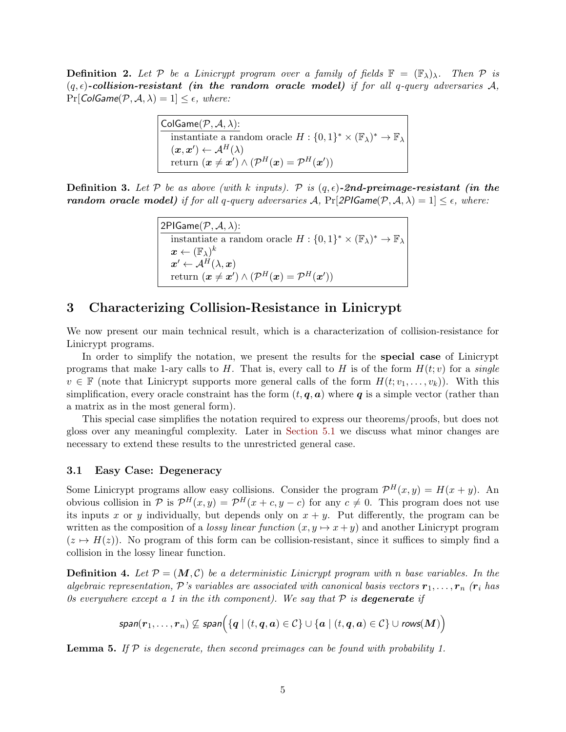**Definition 2.** *Let $\mathcal{P}$ be a Linicrypt program over a family of fields $\mathbb{F} = (\mathbb{F}_\lambda)_\lambda$. Then $\mathcal{P}$ is $(q, \epsilon)$-**collision-resistant (in the random oracle model)** if for all $q$-query adversaries $\mathcal{A}$, $\Pr[\mathsf{ColGame}(\mathcal{P}, \mathcal{A}, \lambda) = 1] \leq \epsilon$, where:*

```
ColGame(P, A, λ):
    instantiate a random oracle H : {0,1}* × (F_λ)* → F_λ
    (x, x') ← A^H(λ)
    return (x ≠ x') ∧ (P^H(x) = P^H(x'))
```

**Definition 3.** *Let $\mathcal{P}$ be as above (with $k$ inputs). $\mathcal{P}$ is $(q, \epsilon)$-**2nd-preimage-resistant (in the random oracle model)** if for all $q$-query adversaries $\mathcal{A}$, $\Pr[\mathsf{2PIGame}(\mathcal{P}, \mathcal{A}, \lambda) = 1] \leq \epsilon$, where:*

```
2PIGame(P, A, λ):
    instantiate a random oracle H : {0,1}* × (F_λ)* → F_λ
    x ← (F_λ)^k
    x' ← A^H(λ, x)
    return (x ≠ x') ∧ (P^H(x) = P^H(x'))
```

## 3 Characterizing Collision-Resistance in Linicrypt

We now present our main technical result, which is a characterization of collision-resistance for Linicrypt programs.

In order to simplify the notation, we present the results for the **special case** of Linicrypt programs that make 1-ary calls to $H$. That is, every call to $H$ is of the form $H(t; v)$ for a *single* $v \in \mathbb{F}$ (note that Linicrypt supports more general calls of the form $H(t; v_1, \ldots, v_k)$). With this simplification, every oracle constraint has the form $(t, \boldsymbol{q}, \boldsymbol{a})$ where $\boldsymbol{q}$ is a simple vector (rather than a matrix as in the most general form).

This special case simplifies the notation required to express our theorems/proofs, but does not gloss over any meaningful complexity. Later in Section 5.1 we discuss what minor changes are necessary to extend these results to the unrestricted general case.

### 3.1 Easy Case: Degeneracy

Some Linicrypt programs allow easy collisions. Consider the program $\mathcal{P}^H(x, y) = H(x + y)$. An obvious collision in $\mathcal{P}$ is $\mathcal{P}^H(x, y) = \mathcal{P}^H(x + c, y - c)$ for any $c \neq 0$. This program does not use its inputs $x$ or $y$ individually, but depends only on $x + y$. Put differently, the program can be written as the composition of a *lossy linear function* $(x, y \mapsto x + y)$ and another Linicrypt program $(z \mapsto H(z))$. No program of this form can be collision-resistant, since it suffices to simply find a collision in the lossy linear function.

**Definition 4.** *Let $\mathcal{P} = (\boldsymbol{M}, \mathcal{C})$ be a deterministic Linicrypt program with $n$ base variables. In the algebraic representation, $\mathcal{P}$'s variables are associated with canonical basis vectors $\boldsymbol{r}_1, \ldots, \boldsymbol{r}_n$ ($\boldsymbol{r}_i$ has 0s everywhere except a 1 in the $i$th component). We say that $\mathcal{P}$ is **degenerate** if*

$$\mathsf{span}(\boldsymbol{r}_1, \ldots, \boldsymbol{r}_n) \not\subseteq \mathsf{span}\Big(\{\boldsymbol{q} \mid (t, \boldsymbol{q}, \boldsymbol{a}) \in \mathcal{C}\} \cup \{\boldsymbol{a} \mid (t, \boldsymbol{q}, \boldsymbol{a}) \in \mathcal{C}\} \cup \mathsf{rows}(\boldsymbol{M})\Big)$$

**Lemma 5.** *If $\mathcal{P}$ is degenerate, then second preimages can be found with probability 1.*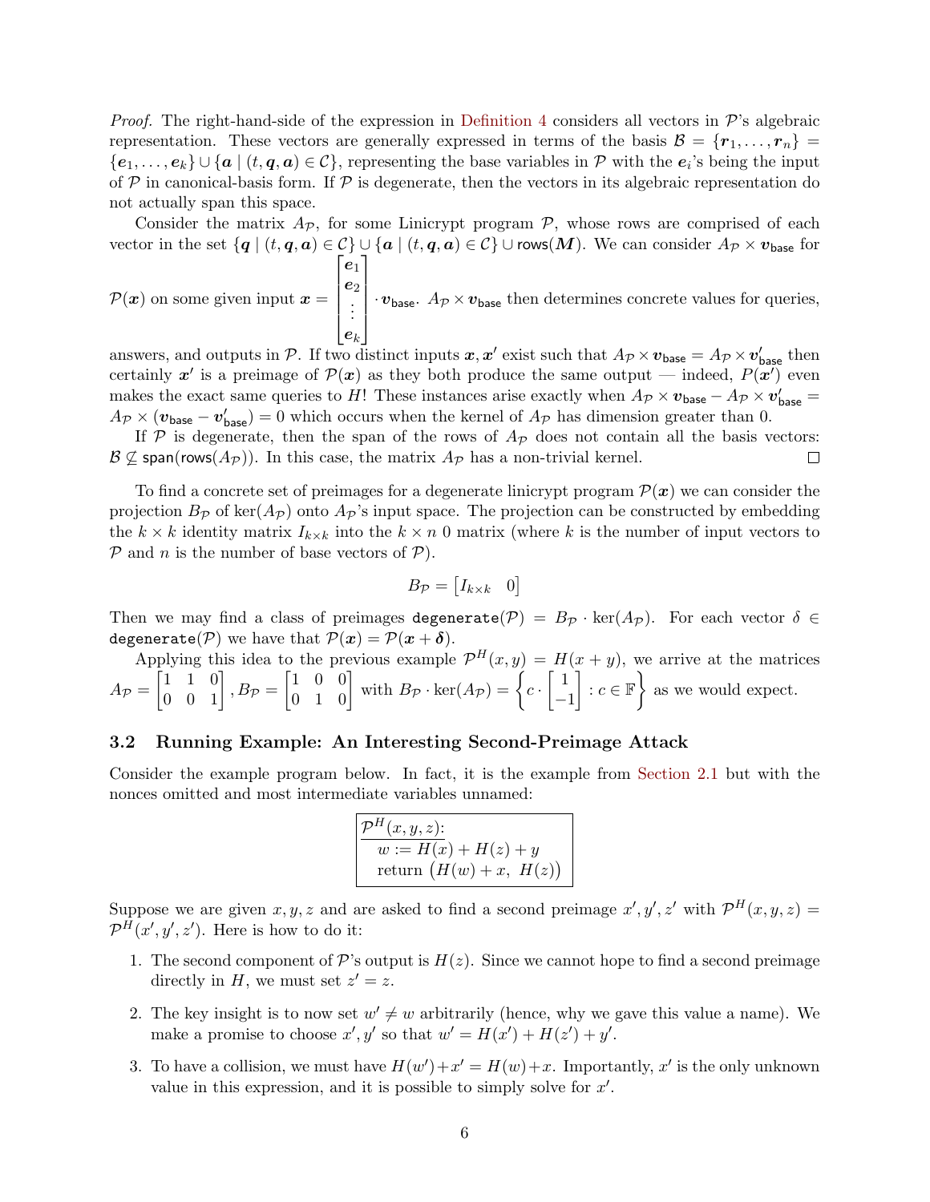*Proof.* The right-hand-side of the expression in Definition 4 considers all vectors in $\mathcal{P}$'s algebraic representation. These vectors are generally expressed in terms of the basis $\mathcal{B} = \{\boldsymbol{r}_1, \ldots, \boldsymbol{r}_n\} = \{\boldsymbol{e}_1, \ldots, \boldsymbol{e}_k\} \cup \{\boldsymbol{a} \mid (t, \boldsymbol{q}, \boldsymbol{a}) \in \mathcal{C}\}$, representing the base variables in $\mathcal{P}$ with the $\boldsymbol{e}_i$'s being the input of $\mathcal{P}$ in canonical-basis form. If $\mathcal{P}$ is degenerate, then the vectors in its algebraic representation do not actually span this space.

Consider the matrix $A_{\mathcal{P}}$, for some Linicrypt program $\mathcal{P}$, whose rows are comprised of each vector in the set $\{\boldsymbol{q} \mid (t, \boldsymbol{q}, \boldsymbol{a}) \in \mathcal{C}\} \cup \{\boldsymbol{a} \mid (t, \boldsymbol{q}, \boldsymbol{a}) \in \mathcal{C}\} \cup \mathsf{rows}(\boldsymbol{M})$. We can consider $A_{\mathcal{P}} \times \boldsymbol{v}_{\mathsf{base}}$ for $\mathcal{P}(\boldsymbol{x})$ on some given input $\boldsymbol{x} = \begin{bmatrix} \boldsymbol{e}_1 \\ \boldsymbol{e}_2 \\ \vdots \\ \boldsymbol{e}_k \end{bmatrix} \cdot \boldsymbol{v}_{\mathsf{base}}$. $A_{\mathcal{P}} \times \boldsymbol{v}_{\mathsf{base}}$ then determines concrete values for queries, answers, and outputs in $\mathcal{P}$. If two distinct inputs $\boldsymbol{x}, \boldsymbol{x}'$ exist such that $A_{\mathcal{P}} \times \boldsymbol{v}_{\mathsf{base}} = A_{\mathcal{P}} \times \boldsymbol{v}'_{\mathsf{base}}$ then certainly $\boldsymbol{x}'$ is a preimage of $\mathcal{P}(\boldsymbol{x})$ as they both produce the same output — indeed, $P(\boldsymbol{x}')$ even makes the exact same queries to $H$! These instances arise exactly when $A_{\mathcal{P}} \times \boldsymbol{v}_{\mathsf{base}} - A_{\mathcal{P}} \times \boldsymbol{v}'_{\mathsf{base}} = A_{\mathcal{P}} \times (\boldsymbol{v}_{\mathsf{base}} - \boldsymbol{v}'_{\mathsf{base}}) = 0$ which occurs when the kernel of $A_{\mathcal{P}}$ has dimension greater than 0.

If $\mathcal{P}$ is degenerate, then the span of the rows of $A_{\mathcal{P}}$ does not contain all the basis vectors: $\mathcal{B} \not\subseteq \mathsf{span}(\mathsf{rows}(A_{\mathcal{P}}))$. In this case, the matrix $A_{\mathcal{P}}$ has a non-trivial kernel. $\square$

To find a concrete set of preimages for a degenerate linicrypt program $\mathcal{P}(\boldsymbol{x})$ we can consider the projection $B_{\mathcal{P}}$ of $\ker(A_{\mathcal{P}})$ onto $A_{\mathcal{P}}$'s input space. The projection can be constructed by embedding the $k \times k$ identity matrix $I_{k \times k}$ into the $k \times n$ 0 matrix (where $k$ is the number of input vectors to $\mathcal{P}$ and $n$ is the number of base vectors of $\mathcal{P}$).

$$B_{\mathcal{P}} = \begin{bmatrix} I_{k \times k} & 0 \end{bmatrix}$$

Then we may find a class of preimages $\texttt{degenerate}(\mathcal{P}) = B_{\mathcal{P}} \cdot \ker(A_{\mathcal{P}})$. For each vector $\delta \in \texttt{degenerate}(\mathcal{P})$ we have that $\mathcal{P}(\boldsymbol{x}) = \mathcal{P}(\boldsymbol{x} + \boldsymbol{\delta})$.

Applying this idea to the previous example $\mathcal{P}^H(x, y) = H(x + y)$, we arrive at the matrices $A_{\mathcal{P}} = \begin{bmatrix} 1 & 1 & 0 \\ 0 & 0 & 1 \end{bmatrix}, B_{\mathcal{P}} = \begin{bmatrix} 1 & 0 & 0 \\ 0 & 1 & 0 \end{bmatrix}$ with $B_{\mathcal{P}} \cdot \ker(A_{\mathcal{P}}) = \left\{ c \cdot \begin{bmatrix} 1 \\ -1 \end{bmatrix} : c \in \mathbb{F} \right\}$ as we would expect.

### 3.2 Running Example: An Interesting Second-Preimage Attack

Consider the example program below. In fact, it is the example from Section 2.1 but with the nonces omitted and most intermediate variables unnamed:

```
P^H(x, y, z):
  w := H(x) + H(z) + y
  return (H(w) + x, H(z))
```

Suppose we are given $x, y, z$ and are asked to find a second preimage $x', y', z'$ with $\mathcal{P}^H(x, y, z) = \mathcal{P}^H(x', y', z')$. Here is how to do it:

1. The second component of $\mathcal{P}$'s output is $H(z)$. Since we cannot hope to find a second preimage directly in $H$, we must set $z' = z$.
2. The key insight is to now set $w' \neq w$ arbitrarily (hence, why we gave this value a name). We make a promise to choose $x', y'$ so that $w' = H(x') + H(z') + y'$.
3. To have a collision, we must have $H(w') + x' = H(w) + x$. Importantly, $x'$ is the only unknown value in this expression, and it is possible to simply solve for $x'$.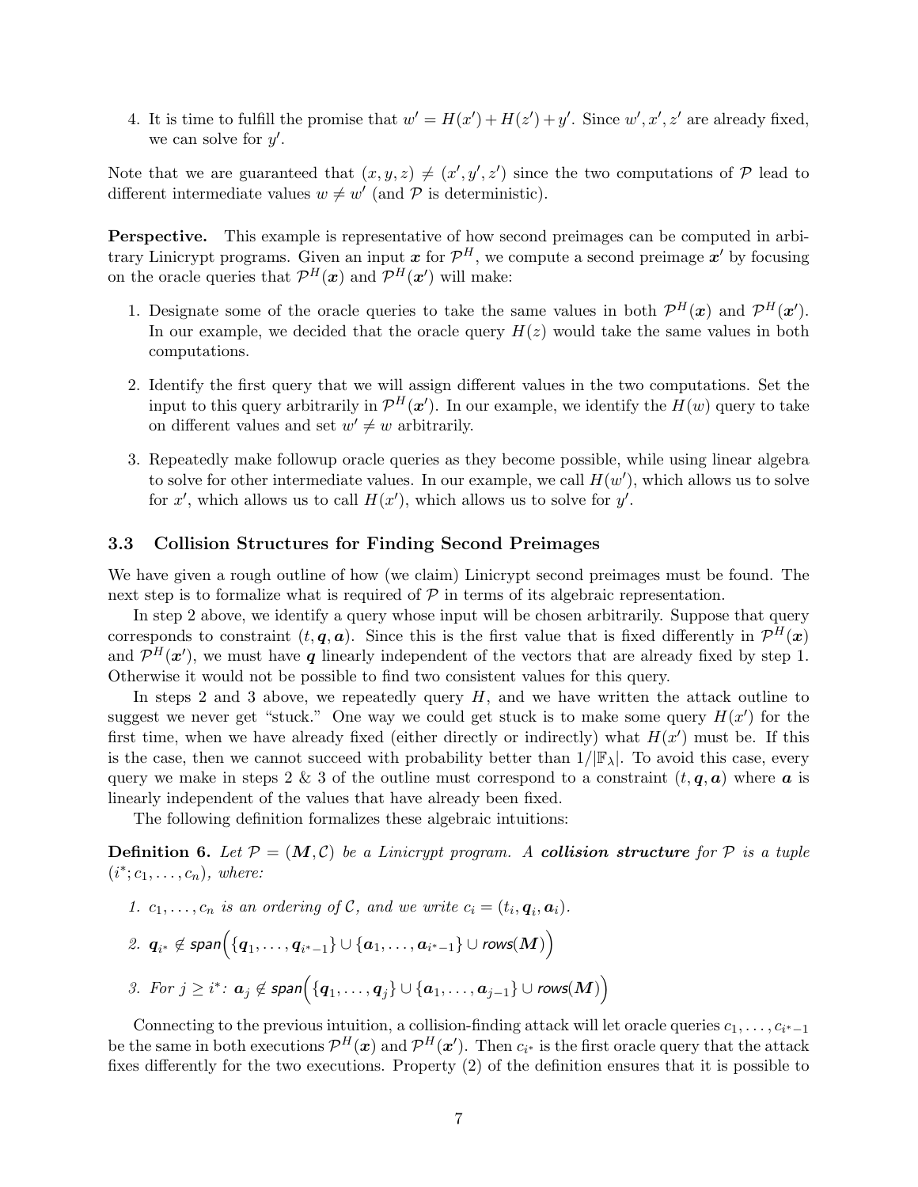4. It is time to fulfill the promise that $w' = H(x') + H(z') + y'$. Since $w', x', z'$ are already fixed, we can solve for $y'$.

Note that we are guaranteed that $(x, y, z) \neq (x', y', z')$ since the two computations of $\mathcal{P}$ lead to different intermediate values $w \neq w'$ (and $\mathcal{P}$ is deterministic).

**Perspective.** This example is representative of how second preimages can be computed in arbitrary Linicrypt programs. Given an input $\boldsymbol{x}$ for $\mathcal{P}^H$, we compute a second preimage $\boldsymbol{x}'$ by focusing on the oracle queries that $\mathcal{P}^H(\boldsymbol{x})$ and $\mathcal{P}^H(\boldsymbol{x}')$ will make:

1. Designate some of the oracle queries to take the same values in both $\mathcal{P}^H(\boldsymbol{x})$ and $\mathcal{P}^H(\boldsymbol{x}')$. In our example, we decided that the oracle query $H(z)$ would take the same values in both computations.

2. Identify the first query that we will assign different values in the two computations. Set the input to this query arbitrarily in $\mathcal{P}^H(\boldsymbol{x}')$. In our example, we identify the $H(w)$ query to take on different values and set $w' \neq w$ arbitrarily.

3. Repeatedly make followup oracle queries as they become possible, while using linear algebra to solve for other intermediate values. In our example, we call $H(w')$, which allows us to solve for $x'$, which allows us to call $H(x')$, which allows us to solve for $y'$.

### 3.3 Collision Structures for Finding Second Preimages

We have given a rough outline of how (we claim) Linicrypt second preimages must be found. The next step is to formalize what is required of $\mathcal{P}$ in terms of its algebraic representation.

In step 2 above, we identify a query whose input will be chosen arbitrarily. Suppose that query corresponds to constraint $(t, \boldsymbol{q}, \boldsymbol{a})$. Since this is the first value that is fixed differently in $\mathcal{P}^H(\boldsymbol{x})$ and $\mathcal{P}^H(\boldsymbol{x}')$, we must have $\boldsymbol{q}$ linearly independent of the vectors that are already fixed by step 1. Otherwise it would not be possible to find two consistent values for this query.

In steps 2 and 3 above, we repeatedly query $H$, and we have written the attack outline to suggest we never get "stuck." One way we could get stuck is to make some query $H(x')$ for the first time, when we have already fixed (either directly or indirectly) what $H(x')$ must be. If this is the case, then we cannot succeed with probability better than $1/|\mathbb{F}_\lambda|$. To avoid this case, every query we make in steps 2 & 3 of the outline must correspond to a constraint $(t, \boldsymbol{q}, \boldsymbol{a})$ where $\boldsymbol{a}$ is linearly independent of the values that have already been fixed.

The following definition formalizes these algebraic intuitions:

**Definition 6.** *Let $\mathcal{P} = (\boldsymbol{M}, \mathcal{C})$ be a Linicrypt program. A* ***collision structure*** *for $\mathcal{P}$ is a tuple $(i^*; c_1, \ldots, c_n)$, where:*

*1. $c_1, \ldots, c_n$ is an ordering of $\mathcal{C}$, and we write $c_i = (t_i, \boldsymbol{q}_i, \boldsymbol{a}_i)$.*

*2. $\boldsymbol{q}_{i^*} \notin \mathsf{span}\Big(\{\boldsymbol{q}_1, \ldots, \boldsymbol{q}_{i^*-1}\} \cup \{\boldsymbol{a}_1, \ldots, \boldsymbol{a}_{i^*-1}\} \cup \mathsf{rows}(\boldsymbol{M})\Big)$*

*3. For $j \geq i^*$: $\boldsymbol{a}_j \notin \mathsf{span}\Big(\{\boldsymbol{q}_1, \ldots, \boldsymbol{q}_j\} \cup \{\boldsymbol{a}_1, \ldots, \boldsymbol{a}_{j-1}\} \cup \mathsf{rows}(\boldsymbol{M})\Big)$*

Connecting to the previous intuition, a collision-finding attack will let oracle queries $c_1, \ldots, c_{i^*-1}$ be the same in both executions $\mathcal{P}^H(\boldsymbol{x})$ and $\mathcal{P}^H(\boldsymbol{x}')$. Then $c_{i^*}$ is the first oracle query that the attack fixes differently for the two executions. Property (2) of the definition ensures that it is possible to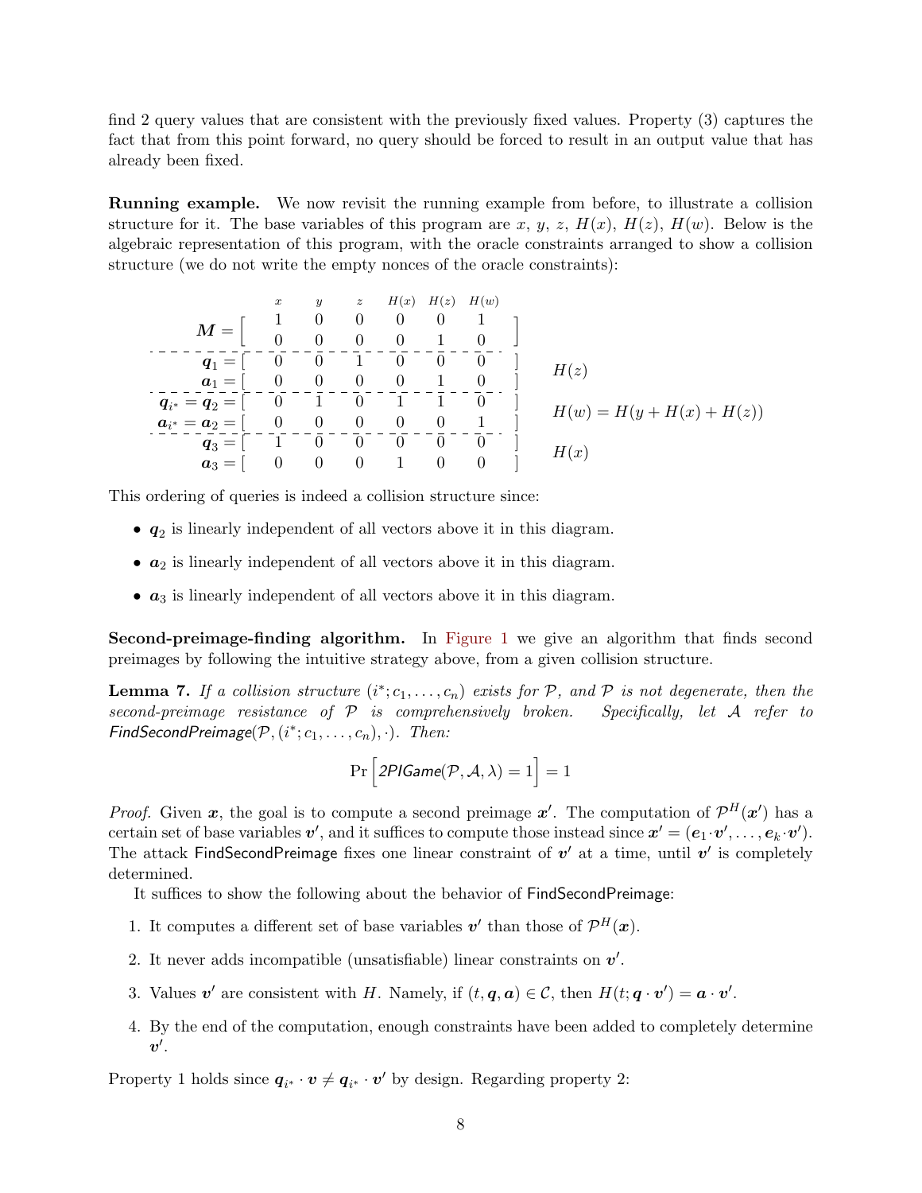find 2 query values that are consistent with the previously fixed values. Property (3) captures the fact that from this point forward, no query should be forced to result in an output value that has already been fixed.

**Running example.** We now revisit the running example from before, to illustrate a collision structure for it. The base variables of this program are $x$, $y$, $z$, $H(x)$, $H(z)$, $H(w)$. Below is the algebraic representation of this program, with the oracle constraints arranged to show a collision structure (we do not write the empty nonces of the oracle constraints):

$$
\begin{array}{rcccccccl}
 & & x & y & z & H(x) & H(z) & H(w) & & \\
\boldsymbol{M} = & [ & 1 & 0 & 0 & 0 & 0 & 1 & ] & \\
 & [ & 0 & 0 & 0 & 0 & 1 & 0 & ] & \\
\hline
\boldsymbol{q}_1 = & [ & 0 & 0 & 1 & 0 & 0 & 0 & ] & \multirow{2}{*}{H(z)} \\
\boldsymbol{a}_1 = & [ & 0 & 0 & 0 & 0 & 1 & 0 & ] & H(z) \\
\hline
\boldsymbol{q}_{i^*} = \boldsymbol{q}_2 = & [ & 0 & 1 & 0 & 1 & 1 & 0 & ] & \\
\boldsymbol{a}_{i^*} = \boldsymbol{a}_2 = & [ & 0 & 0 & 0 & 0 & 0 & 1 & ] & H(w) = H(y + H(x) + H(z)) \\
\hline
\boldsymbol{q}_3 = & [ & 1 & 0 & 0 & 0 & 0 & 0 & ] & \\
\boldsymbol{a}_3 = & [ & 0 & 0 & 0 & 1 & 0 & 0 & ] & H(x)
\end{array}
$$

This ordering of queries is indeed a collision structure since:

- $\boldsymbol{q}_2$ is linearly independent of all vectors above it in this diagram.
- $\boldsymbol{a}_2$ is linearly independent of all vectors above it in this diagram.
- $\boldsymbol{a}_3$ is linearly independent of all vectors above it in this diagram.

**Second-preimage-finding algorithm.** In Figure 1 we give an algorithm that finds second preimages by following the intuitive strategy above, from a given collision structure.

**Lemma 7.** *If a collision structure $(i^*; c_1, \ldots, c_n)$ exists for $\mathcal{P}$, and $\mathcal{P}$ is not degenerate, then the second-preimage resistance of $\mathcal{P}$ is comprehensively broken. Specifically, let $\mathcal{A}$ refer to* $\mathsf{FindSecondPreimage}(\mathcal{P}, (i^*; c_1, \ldots, c_n), \cdot)$. *Then:*

$$\Pr\left[\mathit{2PIGame}(\mathcal{P}, \mathcal{A}, \lambda) = 1\right] = 1$$

*Proof.* Given $\boldsymbol{x}$, the goal is to compute a second preimage $\boldsymbol{x}'$. The computation of $\mathcal{P}^H(\boldsymbol{x}')$ has a certain set of base variables $\boldsymbol{v}'$, and it suffices to compute those instead since $\boldsymbol{x}' = (\boldsymbol{e}_1 \cdot \boldsymbol{v}', \ldots, \boldsymbol{e}_k \cdot \boldsymbol{v}')$. The attack $\mathsf{FindSecondPreimage}$ fixes one linear constraint of $\boldsymbol{v}'$ at a time, until $\boldsymbol{v}'$ is completely determined.

It suffices to show the following about the behavior of $\mathsf{FindSecondPreimage}$:

1. It computes a different set of base variables $\boldsymbol{v}'$ than those of $\mathcal{P}^H(\boldsymbol{x})$.
2. It never adds incompatible (unsatisfiable) linear constraints on $\boldsymbol{v}'$.
3. Values $\boldsymbol{v}'$ are consistent with $H$. Namely, if $(t, \boldsymbol{q}, \boldsymbol{a}) \in \mathcal{C}$, then $H(t; \boldsymbol{q} \cdot \boldsymbol{v}') = \boldsymbol{a} \cdot \boldsymbol{v}'$.
4. By the end of the computation, enough constraints have been added to completely determine $\boldsymbol{v}'$.

Property 1 holds since $\boldsymbol{q}_{i^*} \cdot \boldsymbol{v} \neq \boldsymbol{q}_{i^*} \cdot \boldsymbol{v}'$ by design. Regarding property 2: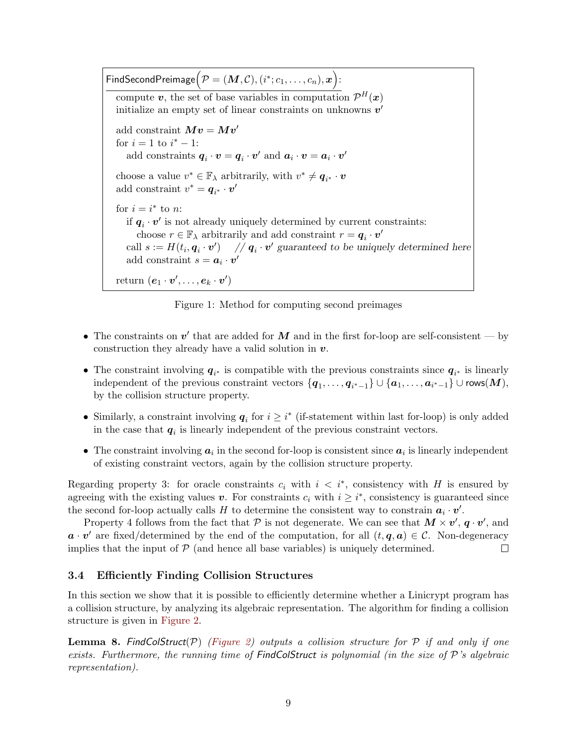```
FindSecondPreimage(P = (M, C), (i*; c_1, ..., c_n), x):
  compute v, the set of base variables in computation P^H(x)
  initialize an empty set of linear constraints on unknowns v'

  add constraint M v = M v'
  for i = 1 to i* − 1:
    add constraints q_i · v = q_i · v' and a_i · v = a_i · v'

  choose a value v* ∈ F_λ arbitrarily, with v* ≠ q_{i*} · v
  add constraint v* = q_{i*} · v'

  for i = i* to n:
    if q_i · v' is not already uniquely determined by current constraints:
      choose r ∈ F_λ arbitrarily and add constraint r = q_i · v'
    call s := H(t_i, q_i · v')    // q_i · v' guaranteed to be uniquely determined here
    add constraint s = a_i · v'

  return (e_1 · v', ..., e_k · v')
```

Figure 1: Method for computing second preimages

- The constraints on $\boldsymbol{v}'$ that are added for $\boldsymbol{M}$ and in the first for-loop are self-consistent — by construction they already have a valid solution in $\boldsymbol{v}$.
- The constraint involving $\boldsymbol{q}_{i^*}$ is compatible with the previous constraints since $\boldsymbol{q}_{i^*}$ is linearly independent of the previous constraint vectors $\{\boldsymbol{q}_1, \ldots, \boldsymbol{q}_{i^*-1}\} \cup \{\boldsymbol{a}_1, \ldots, \boldsymbol{a}_{i^*-1}\} \cup \mathsf{rows}(\boldsymbol{M})$, by the collision structure property.
- Similarly, a constraint involving $\boldsymbol{q}_i$ for $i \geq i^*$ (if-statement within last for-loop) is only added in the case that $\boldsymbol{q}_i$ is linearly independent of the previous constraint vectors.
- The constraint involving $\boldsymbol{a}_i$ in the second for-loop is consistent since $\boldsymbol{a}_i$ is linearly independent of existing constraint vectors, again by the collision structure property.

Regarding property 3: for oracle constraints $c_i$ with $i < i^*$, consistency with $H$ is ensured by agreeing with the existing values $\boldsymbol{v}$. For constraints $c_i$ with $i \geq i^*$, consistency is guaranteed since the second for-loop actually calls $H$ to determine the consistent way to constrain $\boldsymbol{a}_i \cdot \boldsymbol{v}'$.

Property 4 follows from the fact that $\mathcal{P}$ is not degenerate. We can see that $\boldsymbol{M} \times \boldsymbol{v}'$, $\boldsymbol{q} \cdot \boldsymbol{v}'$, and $\boldsymbol{a} \cdot \boldsymbol{v}'$ are fixed/determined by the end of the computation, for all $(t, \boldsymbol{q}, \boldsymbol{a}) \in \mathcal{C}$. Non-degeneracy implies that the input of $\mathcal{P}$ (and hence all base variables) is uniquely determined. □

### 3.4 Efficiently Finding Collision Structures

In this section we show that it is possible to efficiently determine whether a Linicrypt program has a collision structure, by analyzing its algebraic representation. The algorithm for finding a collision structure is given in Figure 2.

**Lemma 8.** *FindColStruct($\mathcal{P}$) (Figure 2) outputs a collision structure for $\mathcal{P}$ if and only if one exists. Furthermore, the running time of FindColStruct is polynomial (in the size of $\mathcal{P}$'s algebraic representation).*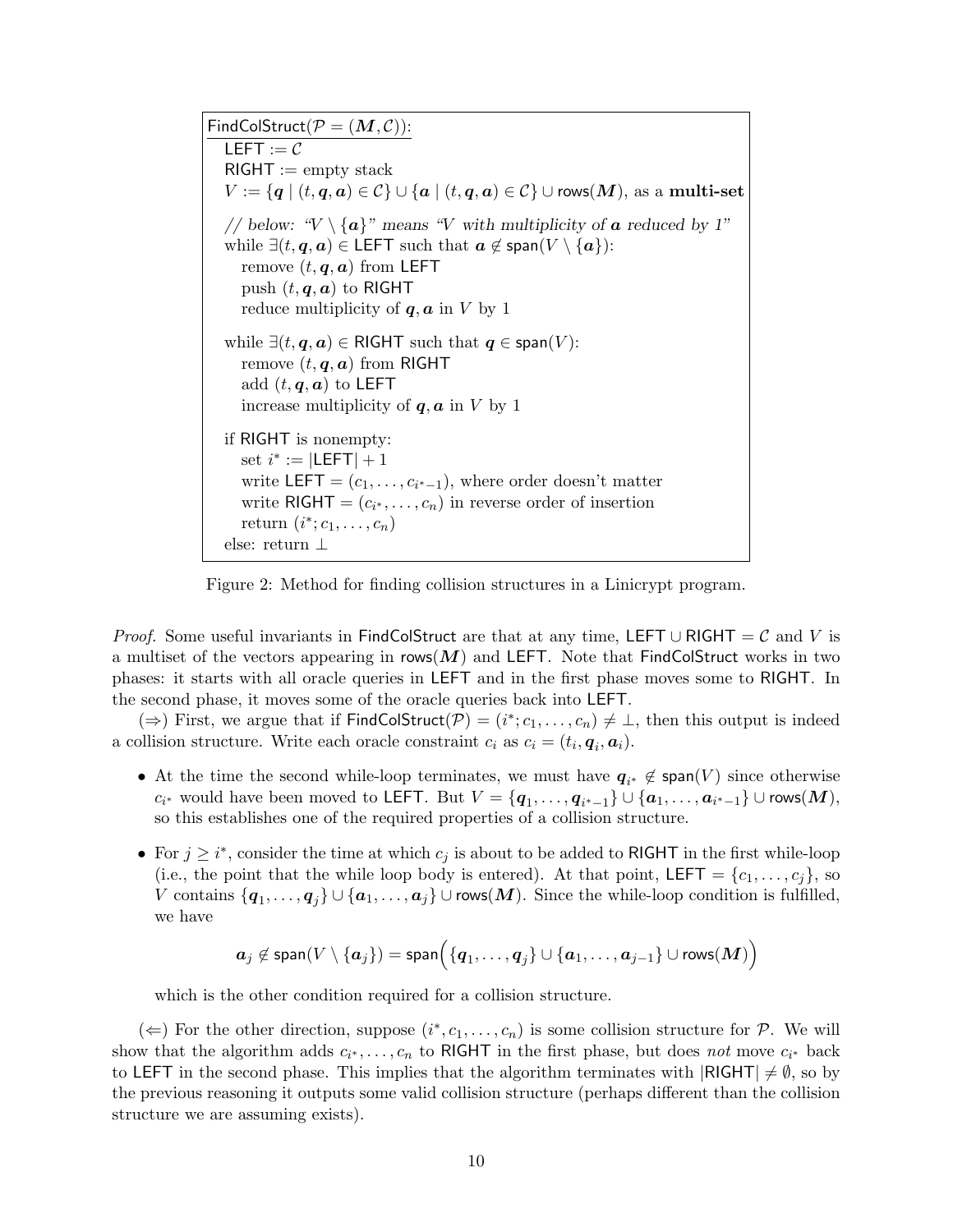```
FindColStruct(P = (M, C)):
  LEFT := C
  RIGHT := empty stack
  V := {q | (t, q, a) ∈ C} ∪ {a | (t, q, a) ∈ C} ∪ rows(M), as a multi-set

  // below: "V \ {a}" means "V with multiplicity of a reduced by 1"
  while ∃(t, q, a) ∈ LEFT such that a ∉ span(V \ {a}):
    remove (t, q, a) from LEFT
    push (t, q, a) to RIGHT
    reduce multiplicity of q, a in V by 1

  while ∃(t, q, a) ∈ RIGHT such that q ∈ span(V):
    remove (t, q, a) from RIGHT
    add (t, q, a) to LEFT
    increase multiplicity of q, a in V by 1

  if RIGHT is nonempty:
    set i* := |LEFT| + 1
    write LEFT = (c_1, ..., c_{i*-1}), where order doesn't matter
    write RIGHT = (c_{i*}, ..., c_n) in reverse order of insertion
    return (i*; c_1, ..., c_n)
  else: return ⊥
```

Figure 2: Method for finding collision structures in a Linicrypt program.

*Proof.* Some useful invariants in FindColStruct are that at any time, $\mathsf{LEFT} \cup \mathsf{RIGHT} = \mathcal{C}$ and $V$ is a multiset of the vectors appearing in $\mathsf{rows}(\boldsymbol{M})$ and LEFT. Note that FindColStruct works in two phases: it starts with all oracle queries in LEFT and in the first phase moves some to RIGHT. In the second phase, it moves some of the oracle queries back into LEFT.

($\Rightarrow$) First, we argue that if $\mathsf{FindColStruct}(\mathcal{P}) = (i^*; c_1, \ldots, c_n) \neq \bot$, then this output is indeed a collision structure. Write each oracle constraint $c_i$ as $c_i = (t_i, \boldsymbol{q}_i, \boldsymbol{a}_i)$.

- At the time the second while-loop terminates, we must have $\boldsymbol{q}_{i^*} \notin \mathsf{span}(V)$ since otherwise $c_{i^*}$ would have been moved to LEFT. But $V = \{\boldsymbol{q}_1, \ldots, \boldsymbol{q}_{i^*-1}\} \cup \{\boldsymbol{a}_1, \ldots, \boldsymbol{a}_{i^*-1}\} \cup \mathsf{rows}(\boldsymbol{M})$, so this establishes one of the required properties of a collision structure.
- For $j \geq i^*$, consider the time at which $c_j$ is about to be added to RIGHT in the first while-loop (i.e., the point that the while loop body is entered). At that point, $\mathsf{LEFT} = \{c_1, \ldots, c_j\}$, so $V$ contains $\{\boldsymbol{q}_1, \ldots, \boldsymbol{q}_j\} \cup \{\boldsymbol{a}_1, \ldots, \boldsymbol{a}_j\} \cup \mathsf{rows}(\boldsymbol{M})$. Since the while-loop condition is fulfilled, we have

$$\boldsymbol{a}_j \notin \mathsf{span}(V \setminus \{\boldsymbol{a}_j\}) = \mathsf{span}\Big(\{\boldsymbol{q}_1, \ldots, \boldsymbol{q}_j\} \cup \{\boldsymbol{a}_1, \ldots, \boldsymbol{a}_{j-1}\} \cup \mathsf{rows}(\boldsymbol{M})\Big)$$

which is the other condition required for a collision structure.

($\Leftarrow$) For the other direction, suppose $(i^*, c_1, \ldots, c_n)$ is some collision structure for $\mathcal{P}$. We will show that the algorithm adds $c_{i^*}, \ldots, c_n$ to RIGHT in the first phase, but does *not* move $c_{i^*}$ back to LEFT in the second phase. This implies that the algorithm terminates with $|\mathsf{RIGHT}| \neq \emptyset$, so by the previous reasoning it outputs some valid collision structure (perhaps different than the collision structure we are assuming exists).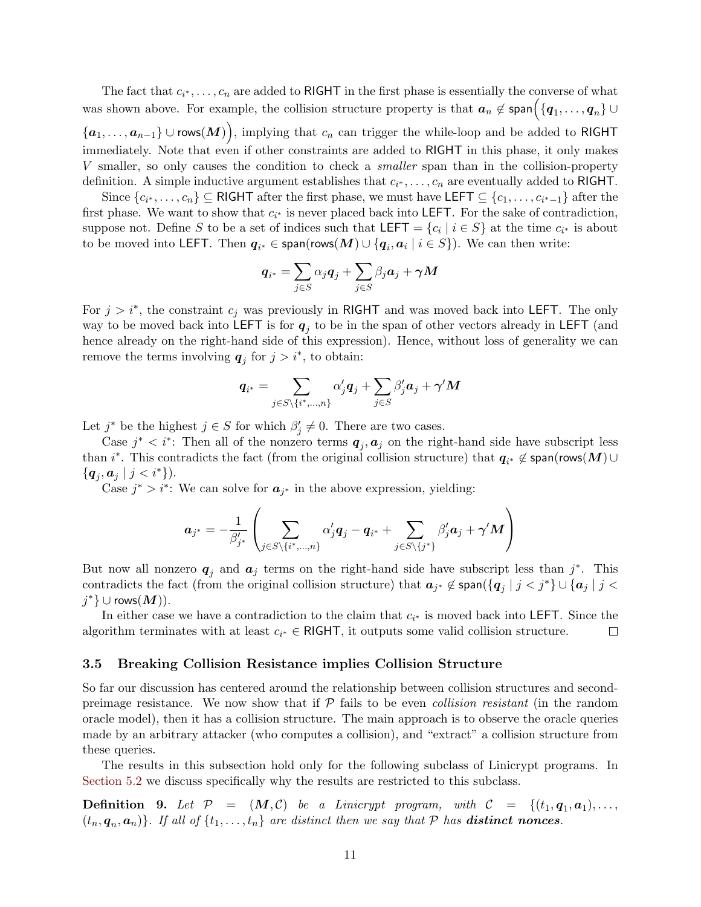The fact that $c_{i^*}, \dots, c_n$ are added to $\mathsf{RIGHT}$ in the first phase is essentially the converse of what was shown above. For example, the collision structure property is that $\boldsymbol{a}_n \notin \mathsf{span}\Big(\{\boldsymbol{q}_1, \dots, \boldsymbol{q}_n\} \cup \{\boldsymbol{a}_1, \dots, \boldsymbol{a}_{n-1}\} \cup \mathsf{rows}(\boldsymbol{M})\Big)$, implying that $c_n$ can trigger the while-loop and be added to $\mathsf{RIGHT}$ immediately. Note that even if other constraints are added to $\mathsf{RIGHT}$ in this phase, it only makes $V$ smaller, so only causes the condition to check a *smaller* span than in the collision-property definition. A simple inductive argument establishes that $c_{i^*}, \dots, c_n$ are eventually added to $\mathsf{RIGHT}$.

Since $\{c_{i^*}, \dots, c_n\} \subseteq \mathsf{RIGHT}$ after the first phase, we must have $\mathsf{LEFT} \subseteq \{c_1, \dots, c_{i^*-1}\}$ after the first phase. We want to show that $c_{i^*}$ is never placed back into $\mathsf{LEFT}$. For the sake of contradiction, suppose not. Define $S$ to be a set of indices such that $\mathsf{LEFT} = \{c_i \mid i \in S\}$ at the time $c_{i^*}$ is about to be moved into $\mathsf{LEFT}$. Then $\boldsymbol{q}_{i^*} \in \mathsf{span}(\mathsf{rows}(\boldsymbol{M}) \cup \{\boldsymbol{q}_i, \boldsymbol{a}_i \mid i \in S\})$. We can then write:

$$\boldsymbol{q}_{i^*} = \sum_{j \in S} \alpha_j \boldsymbol{q}_j + \sum_{j \in S} \beta_j \boldsymbol{a}_j + \boldsymbol{\gamma} \boldsymbol{M}$$

For $j > i^*$, the constraint $c_j$ was previously in $\mathsf{RIGHT}$ and was moved back into $\mathsf{LEFT}$. The only way to be moved back into $\mathsf{LEFT}$ is for $\boldsymbol{q}_j$ to be in the span of other vectors already in $\mathsf{LEFT}$ (and hence already on the right-hand side of this expression). Hence, without loss of generality we can remove the terms involving $\boldsymbol{q}_j$ for $j > i^*$, to obtain:

$$\boldsymbol{q}_{i^*} = \sum_{j \in S \setminus \{i^*, \dots, n\}} \alpha'_j \boldsymbol{q}_j + \sum_{j \in S} \beta'_j \boldsymbol{a}_j + \boldsymbol{\gamma}' \boldsymbol{M}$$

Let $j^*$ be the highest $j \in S$ for which $\beta'_j \neq 0$. There are two cases.

Case $j^* < i^*$: Then all of the nonzero terms $\boldsymbol{q}_j, \boldsymbol{a}_j$ on the right-hand side have subscript less than $i^*$. This contradicts the fact (from the original collision structure) that $\boldsymbol{q}_{i^*} \notin \mathsf{span}(\mathsf{rows}(\boldsymbol{M}) \cup \{\boldsymbol{q}_j, \boldsymbol{a}_j \mid j < i^*\})$.

Case $j^* > i^*$: We can solve for $\boldsymbol{a}_{j^*}$ in the above expression, yielding:

$$\boldsymbol{a}_{j^*} = -\frac{1}{\beta'_{j^*}} \left( \sum_{j \in S \setminus \{i^*, \dots, n\}} \alpha'_j \boldsymbol{q}_j - \boldsymbol{q}_{i^*} + \sum_{j \in S \setminus \{j^*\}} \beta'_j \boldsymbol{a}_j + \boldsymbol{\gamma}' \boldsymbol{M} \right)$$

But now all nonzero $\boldsymbol{q}_j$ and $\boldsymbol{a}_j$ terms on the right-hand side have subscript less than $j^*$. This contradicts the fact (from the original collision structure) that $\boldsymbol{a}_{j^*} \notin \mathsf{span}(\{\boldsymbol{q}_j \mid j < j^*\} \cup \{\boldsymbol{a}_j \mid j < j^*\} \cup \mathsf{rows}(\boldsymbol{M}))$.

In either case we have a contradiction to the claim that $c_{i^*}$ is moved back into $\mathsf{LEFT}$. Since the algorithm terminates with at least $c_{i^*} \in \mathsf{RIGHT}$, it outputs some valid collision structure. □

### 3.5 Breaking Collision Resistance implies Collision Structure

So far our discussion has centered around the relationship between collision structures and second-preimage resistance. We now show that if $\mathcal{P}$ fails to be even *collision resistant* (in the random oracle model), then it has a collision structure. The main approach is to observe the oracle queries made by an arbitrary attacker (who computes a collision), and "extract" a collision structure from these queries.

The results in this subsection hold only for the following subclass of Linicrypt programs. In Section 5.2 we discuss specifically why the results are restricted to this subclass.

**Definition 9.** *Let $\mathcal{P} = (\boldsymbol{M}, \mathcal{C})$ be a Linicrypt program, with $\mathcal{C} = \{(t_1, \boldsymbol{q}_1, \boldsymbol{a}_1), \dots, (t_n, \boldsymbol{q}_n, \boldsymbol{a}_n)\}$. If all of $\{t_1, \dots, t_n\}$ are distinct then we say that $\mathcal{P}$ has* ***distinct nonces****.*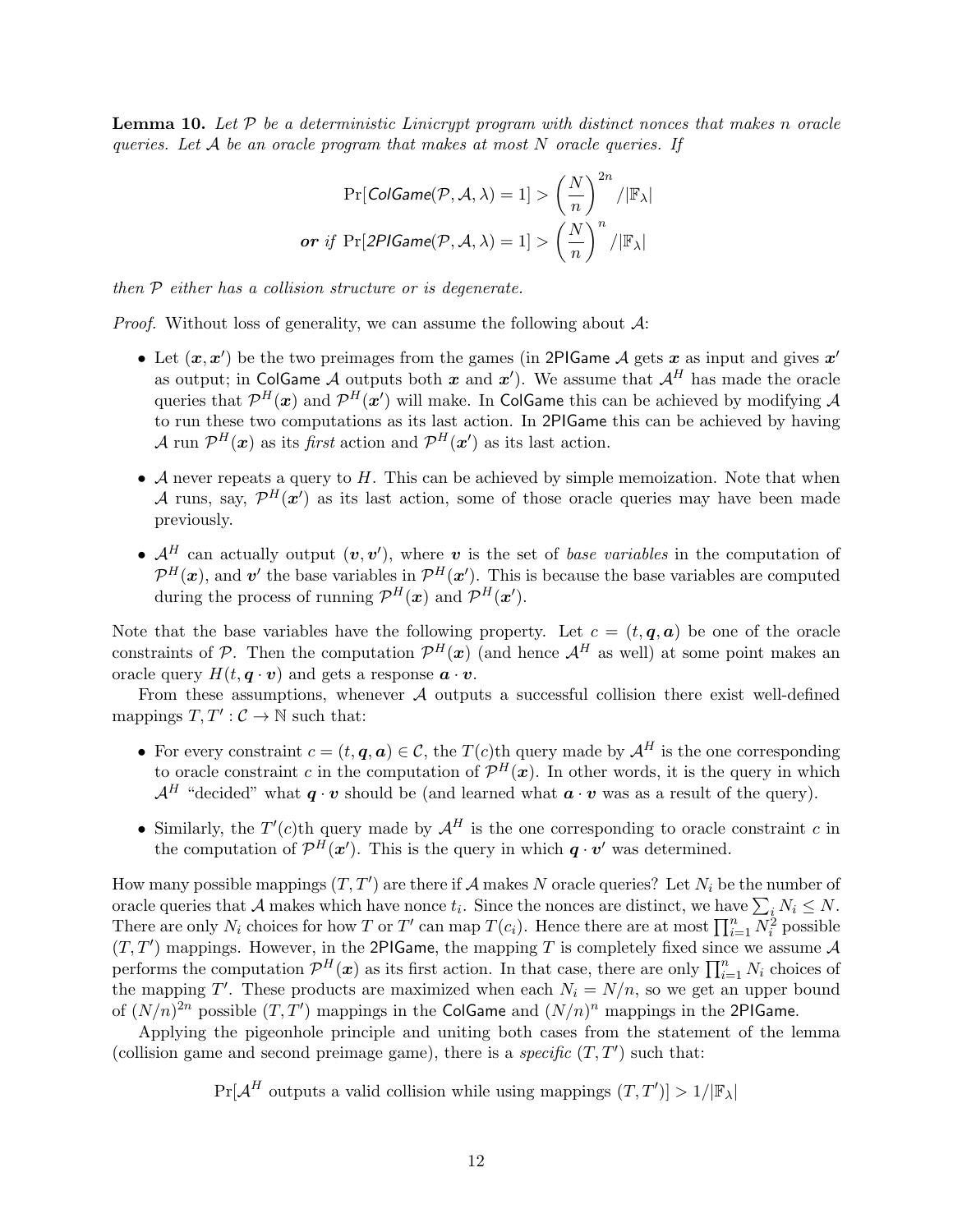**Lemma 10.** *Let $\mathcal{P}$ be a deterministic Linicrypt program with distinct nonces that makes $n$ oracle queries. Let $\mathcal{A}$ be an oracle program that makes at most $N$ oracle queries. If*

$$\Pr[\mathsf{ColGame}(\mathcal{P}, \mathcal{A}, \lambda) = 1] > \left(\frac{N}{n}\right)^{2n} / |\mathbb{F}_\lambda|$$

$$\textbf{\textit{or}} \textit{ if } \Pr[\mathsf{2PIGame}(\mathcal{P}, \mathcal{A}, \lambda) = 1] > \left(\frac{N}{n}\right)^{n} / |\mathbb{F}_\lambda|$$

*then $\mathcal{P}$ either has a collision structure or is degenerate.*

*Proof.* Without loss of generality, we can assume the following about $\mathcal{A}$:

- Let $(\boldsymbol{x}, \boldsymbol{x}')$ be the two preimages from the games (in 2PIGame $\mathcal{A}$ gets $\boldsymbol{x}$ as input and gives $\boldsymbol{x}'$ as output; in ColGame $\mathcal{A}$ outputs both $\boldsymbol{x}$ and $\boldsymbol{x}'$). We assume that $\mathcal{A}^H$ has made the oracle queries that $\mathcal{P}^H(\boldsymbol{x})$ and $\mathcal{P}^H(\boldsymbol{x}')$ will make. In ColGame this can be achieved by modifying $\mathcal{A}$ to run these two computations as its last action. In 2PIGame this can be achieved by having $\mathcal{A}$ run $\mathcal{P}^H(\boldsymbol{x})$ as its *first* action and $\mathcal{P}^H(\boldsymbol{x}')$ as its last action.
- $\mathcal{A}$ never repeats a query to $H$. This can be achieved by simple memoization. Note that when $\mathcal{A}$ runs, say, $\mathcal{P}^H(\boldsymbol{x}')$ as its last action, some of those oracle queries may have been made previously.
- $\mathcal{A}^H$ can actually output $(\boldsymbol{v}, \boldsymbol{v}')$, where $\boldsymbol{v}$ is the set of *base variables* in the computation of $\mathcal{P}^H(\boldsymbol{x})$, and $\boldsymbol{v}'$ the base variables in $\mathcal{P}^H(\boldsymbol{x}')$. This is because the base variables are computed during the process of running $\mathcal{P}^H(\boldsymbol{x})$ and $\mathcal{P}^H(\boldsymbol{x}')$.

Note that the base variables have the following property. Let $c = (t, \boldsymbol{q}, \boldsymbol{a})$ be one of the oracle constraints of $\mathcal{P}$. Then the computation $\mathcal{P}^H(\boldsymbol{x})$ (and hence $\mathcal{A}^H$ as well) at some point makes an oracle query $H(t, \boldsymbol{q} \cdot \boldsymbol{v})$ and gets a response $\boldsymbol{a} \cdot \boldsymbol{v}$.

From these assumptions, whenever $\mathcal{A}$ outputs a successful collision there exist well-defined mappings $T, T' : \mathcal{C} \to \mathbb{N}$ such that:

- For every constraint $c = (t, \boldsymbol{q}, \boldsymbol{a}) \in \mathcal{C}$, the $T(c)$th query made by $\mathcal{A}^H$ is the one corresponding to oracle constraint $c$ in the computation of $\mathcal{P}^H(\boldsymbol{x})$. In other words, it is the query in which $\mathcal{A}^H$ "decided" what $\boldsymbol{q} \cdot \boldsymbol{v}$ should be (and learned what $\boldsymbol{a} \cdot \boldsymbol{v}$ was as a result of the query).
- Similarly, the $T'(c)$th query made by $\mathcal{A}^H$ is the one corresponding to oracle constraint $c$ in the computation of $\mathcal{P}^H(\boldsymbol{x}')$. This is the query in which $\boldsymbol{q} \cdot \boldsymbol{v}'$ was determined.

How many possible mappings $(T, T')$ are there if $\mathcal{A}$ makes $N$ oracle queries? Let $N_i$ be the number of oracle queries that $\mathcal{A}$ makes which have nonce $t_i$. Since the nonces are distinct, we have $\sum_i N_i \leq N$. There are only $N_i$ choices for how $T$ or $T'$ can map $T(c_i)$. Hence there are at most $\prod_{i=1}^n N_i^2$ possible $(T, T')$ mappings. However, in the 2PIGame, the mapping $T$ is completely fixed since we assume $\mathcal{A}$ performs the computation $\mathcal{P}^H(\boldsymbol{x})$ as its first action. In that case, there are only $\prod_{i=1}^n N_i$ choices of the mapping $T'$. These products are maximized when each $N_i = N/n$, so we get an upper bound of $(N/n)^{2n}$ possible $(T, T')$ mappings in the ColGame and $(N/n)^n$ mappings in the 2PIGame.

Applying the pigeonhole principle and uniting both cases from the statement of the lemma (collision game and second preimage game), there is a *specific* $(T, T')$ such that:

$$\Pr[\mathcal{A}^H \text{ outputs a valid collision while using mappings } (T, T')] > 1/|\mathbb{F}_\lambda|$$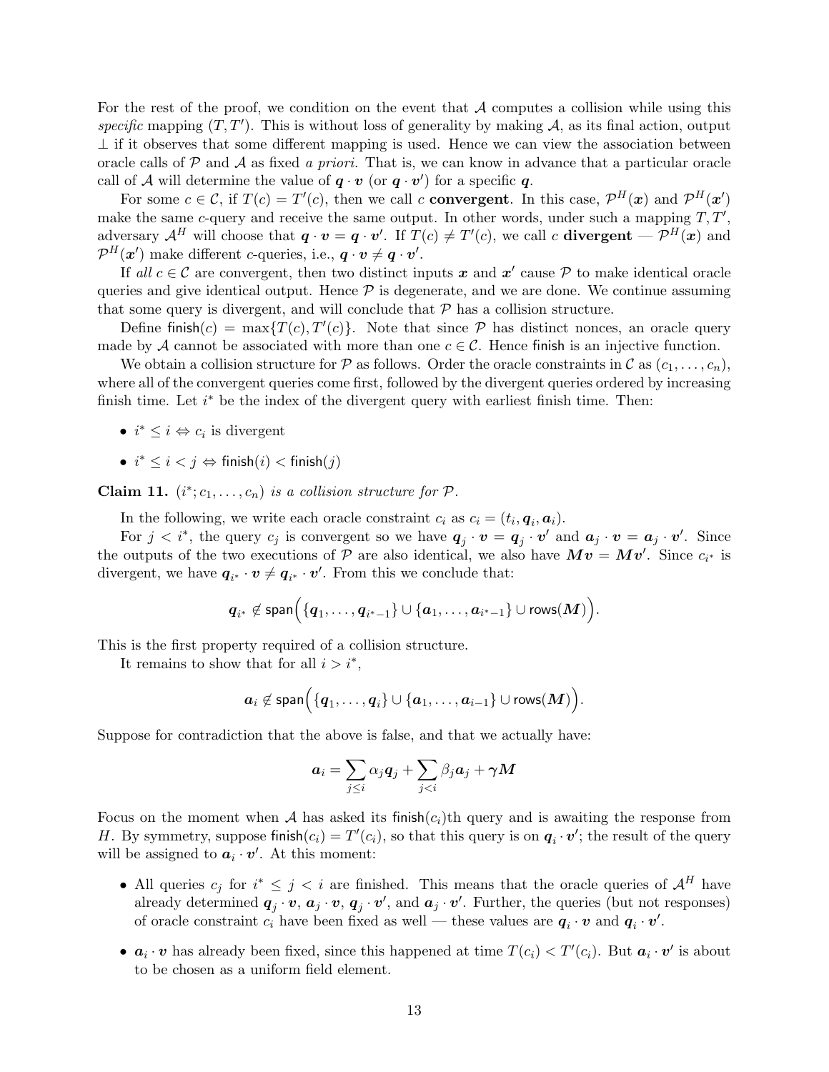For the rest of the proof, we condition on the event that $\mathcal{A}$ computes a collision while using this *specific* mapping $(T, T')$. This is without loss of generality by making $\mathcal{A}$, as its final action, output $\perp$ if it observes that some different mapping is used. Hence we can view the association between oracle calls of $\mathcal{P}$ and $\mathcal{A}$ as fixed *a priori*. That is, we can know in advance that a particular oracle call of $\mathcal{A}$ will determine the value of $\boldsymbol{q} \cdot \boldsymbol{v}$ (or $\boldsymbol{q} \cdot \boldsymbol{v}'$) for a specific $\boldsymbol{q}$.

For some $c \in \mathcal{C}$, if $T(c) = T'(c)$, then we call $c$ **convergent**. In this case, $\mathcal{P}^H(\boldsymbol{x})$ and $\mathcal{P}^H(\boldsymbol{x}')$ make the same $c$-query and receive the same output. In other words, under such a mapping $T, T'$, adversary $\mathcal{A}^H$ will choose that $\boldsymbol{q} \cdot \boldsymbol{v} = \boldsymbol{q} \cdot \boldsymbol{v}'$. If $T(c) \neq T'(c)$, we call $c$ **divergent** — $\mathcal{P}^H(\boldsymbol{x})$ and $\mathcal{P}^H(\boldsymbol{x}')$ make different $c$-queries, i.e., $\boldsymbol{q} \cdot \boldsymbol{v} \neq \boldsymbol{q} \cdot \boldsymbol{v}'$.

If *all* $c \in \mathcal{C}$ are convergent, then two distinct inputs $\boldsymbol{x}$ and $\boldsymbol{x}'$ cause $\mathcal{P}$ to make identical oracle queries and give identical output. Hence $\mathcal{P}$ is degenerate, and we are done. We continue assuming that some query is divergent, and will conclude that $\mathcal{P}$ has a collision structure.

Define $\mathsf{finish}(c) = \max\{T(c), T'(c)\}$. Note that since $\mathcal{P}$ has distinct nonces, an oracle query made by $\mathcal{A}$ cannot be associated with more than one $c \in \mathcal{C}$. Hence $\mathsf{finish}$ is an injective function.

We obtain a collision structure for $\mathcal{P}$ as follows. Order the oracle constraints in $\mathcal{C}$ as $(c_1, \ldots, c_n)$, where all of the convergent queries come first, followed by the divergent queries ordered by increasing finish time. Let $i^*$ be the index of the divergent query with earliest finish time. Then:

- $i^* \leq i \Leftrightarrow c_i$ is divergent
- $i^* \leq i < j \Leftrightarrow \mathsf{finish}(i) < \mathsf{finish}(j)$

**Claim 11.** *$(i^*; c_1, \ldots, c_n)$ is a collision structure for $\mathcal{P}$.*

In the following, we write each oracle constraint $c_i$ as $c_i = (t_i, \boldsymbol{q}_i, \boldsymbol{a}_i)$.

For $j < i^*$, the query $c_j$ is convergent so we have $\boldsymbol{q}_j \cdot \boldsymbol{v} = \boldsymbol{q}_j \cdot \boldsymbol{v}'$ and $\boldsymbol{a}_j \cdot \boldsymbol{v} = \boldsymbol{a}_j \cdot \boldsymbol{v}'$. Since the outputs of the two executions of $\mathcal{P}$ are also identical, we also have $\boldsymbol{M}\boldsymbol{v} = \boldsymbol{M}\boldsymbol{v}'$. Since $c_{i^*}$ is divergent, we have $\boldsymbol{q}_{i^*} \cdot \boldsymbol{v} \neq \boldsymbol{q}_{i^*} \cdot \boldsymbol{v}'$. From this we conclude that:

$$\boldsymbol{q}_{i^*} \notin \mathsf{span}\Big(\{\boldsymbol{q}_1, \ldots, \boldsymbol{q}_{i^*-1}\} \cup \{\boldsymbol{a}_1, \ldots, \boldsymbol{a}_{i^*-1}\} \cup \mathsf{rows}(\boldsymbol{M})\Big).$$

This is the first property required of a collision structure.

It remains to show that for all $i > i^*$,

$$\boldsymbol{a}_i \notin \mathsf{span}\Big(\{\boldsymbol{q}_1, \ldots, \boldsymbol{q}_i\} \cup \{\boldsymbol{a}_1, \ldots, \boldsymbol{a}_{i-1}\} \cup \mathsf{rows}(\boldsymbol{M})\Big).$$

Suppose for contradiction that the above is false, and that we actually have:

$$\boldsymbol{a}_i = \sum_{j \leq i} \alpha_j \boldsymbol{q}_j + \sum_{j < i} \beta_j \boldsymbol{a}_j + \boldsymbol{\gamma} \boldsymbol{M}$$

Focus on the moment when $\mathcal{A}$ has asked its $\mathsf{finish}(c_i)$th query and is awaiting the response from $H$. By symmetry, suppose $\mathsf{finish}(c_i) = T'(c_i)$, so that this query is on $\boldsymbol{q}_i \cdot \boldsymbol{v}'$; the result of the query will be assigned to $\boldsymbol{a}_i \cdot \boldsymbol{v}'$. At this moment:

- All queries $c_j$ for $i^* \leq j < i$ are finished. This means that the oracle queries of $\mathcal{A}^H$ have already determined $\boldsymbol{q}_j \cdot \boldsymbol{v}$, $\boldsymbol{a}_j \cdot \boldsymbol{v}$, $\boldsymbol{q}_j \cdot \boldsymbol{v}'$, and $\boldsymbol{a}_j \cdot \boldsymbol{v}'$. Further, the queries (but not responses) of oracle constraint $c_i$ have been fixed as well — these values are $\boldsymbol{q}_i \cdot \boldsymbol{v}$ and $\boldsymbol{q}_i \cdot \boldsymbol{v}'$.
- $\boldsymbol{a}_i \cdot \boldsymbol{v}$ has already been fixed, since this happened at time $T(c_i) < T'(c_i)$. But $\boldsymbol{a}_i \cdot \boldsymbol{v}'$ is about to be chosen as a uniform field element.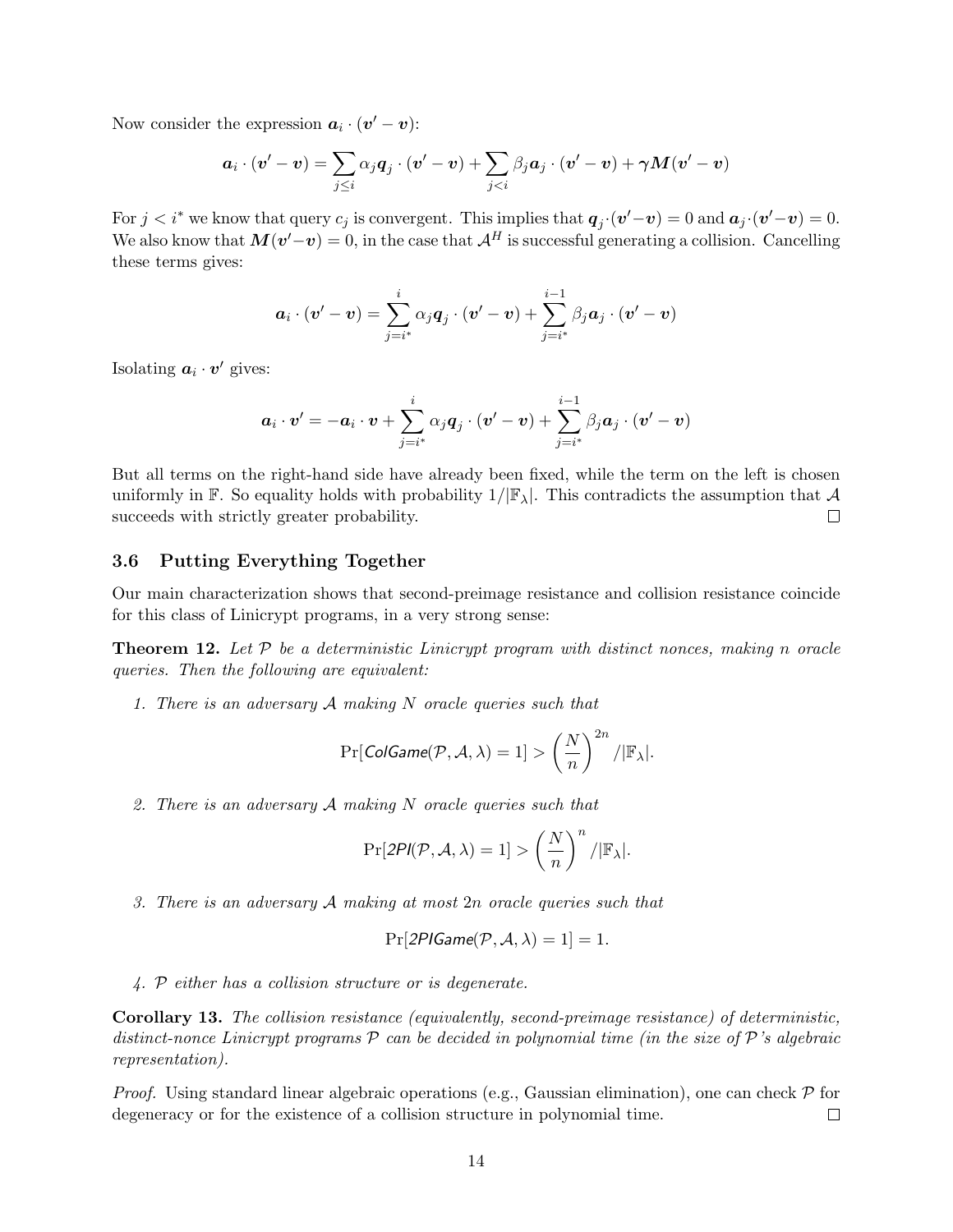Now consider the expression $\boldsymbol{a}_i \cdot (\boldsymbol{v}' - \boldsymbol{v})$:

$$\boldsymbol{a}_i \cdot (\boldsymbol{v}' - \boldsymbol{v}) = \sum_{j \le i} \alpha_j \boldsymbol{q}_j \cdot (\boldsymbol{v}' - \boldsymbol{v}) + \sum_{j<i} \beta_j \boldsymbol{a}_j \cdot (\boldsymbol{v}' - \boldsymbol{v}) + \boldsymbol{\gamma} \boldsymbol{M}(\boldsymbol{v}' - \boldsymbol{v})$$

For $j < i^*$ we know that query $c_j$ is convergent. This implies that $\boldsymbol{q}_j \cdot (\boldsymbol{v}' - \boldsymbol{v}) = 0$ and $\boldsymbol{a}_j \cdot (\boldsymbol{v}' - \boldsymbol{v}) = 0$. We also know that $\boldsymbol{M}(\boldsymbol{v}' - \boldsymbol{v}) = 0$, in the case that $\mathcal{A}^H$ is successful generating a collision. Cancelling these terms gives:

$$\boldsymbol{a}_i \cdot (\boldsymbol{v}' - \boldsymbol{v}) = \sum_{j=i^*}^{i} \alpha_j \boldsymbol{q}_j \cdot (\boldsymbol{v}' - \boldsymbol{v}) + \sum_{j=i^*}^{i-1} \beta_j \boldsymbol{a}_j \cdot (\boldsymbol{v}' - \boldsymbol{v})$$

Isolating $\boldsymbol{a}_i \cdot \boldsymbol{v}'$ gives:

$$\boldsymbol{a}_i \cdot \boldsymbol{v}' = -\boldsymbol{a}_i \cdot \boldsymbol{v} + \sum_{j=i^*}^{i} \alpha_j \boldsymbol{q}_j \cdot (\boldsymbol{v}' - \boldsymbol{v}) + \sum_{j=i^*}^{i-1} \beta_j \boldsymbol{a}_j \cdot (\boldsymbol{v}' - \boldsymbol{v})$$

But all terms on the right-hand side have already been fixed, while the term on the left is chosen uniformly in $\mathbb{F}$. So equality holds with probability $1/|\mathbb{F}_\lambda|$. This contradicts the assumption that $\mathcal{A}$ succeeds with strictly greater probability. $\square$

### 3.6 Putting Everything Together

Our main characterization shows that second-preimage resistance and collision resistance coincide for this class of Linicrypt programs, in a very strong sense:

**Theorem 12.** *Let $\mathcal{P}$ be a deterministic Linicrypt program with distinct nonces, making $n$ oracle queries. Then the following are equivalent:*

1. *There is an adversary $\mathcal{A}$ making $N$ oracle queries such that*

$$\Pr[\mathsf{ColGame}(\mathcal{P}, \mathcal{A}, \lambda) = 1] > \left(\frac{N}{n}\right)^{2n} / |\mathbb{F}_\lambda|.$$

2. *There is an adversary $\mathcal{A}$ making $N$ oracle queries such that*

$$\Pr[\mathsf{2PI}(\mathcal{P}, \mathcal{A}, \lambda) = 1] > \left(\frac{N}{n}\right)^{n} / |\mathbb{F}_\lambda|.$$

3. *There is an adversary $\mathcal{A}$ making at most $2n$ oracle queries such that*

$$\Pr[\mathsf{2PIGame}(\mathcal{P}, \mathcal{A}, \lambda) = 1] = 1.$$

4. *$\mathcal{P}$ either has a collision structure or is degenerate.*

**Corollary 13.** *The collision resistance (equivalently, second-preimage resistance) of deterministic, distinct-nonce Linicrypt programs $\mathcal{P}$ can be decided in polynomial time (in the size of $\mathcal{P}$'s algebraic representation).*

*Proof.* Using standard linear algebraic operations (e.g., Gaussian elimination), one can check $\mathcal{P}$ for degeneracy or for the existence of a collision structure in polynomial time. $\square$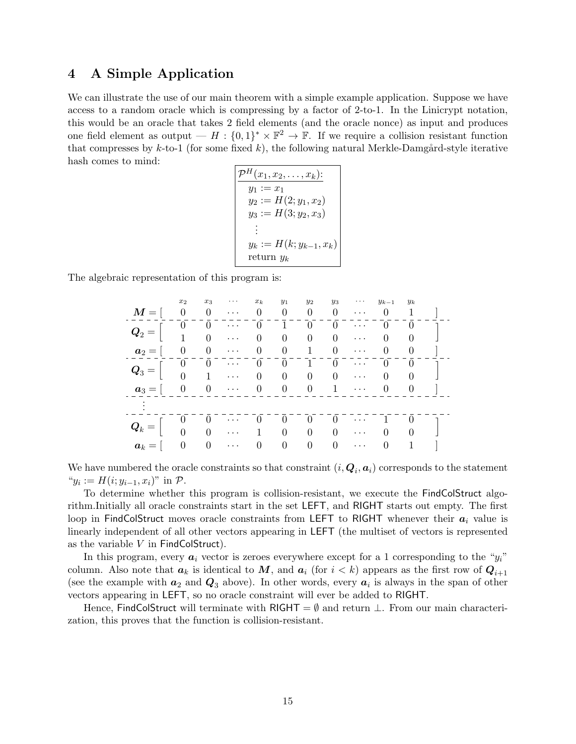## 4 A Simple Application

We can illustrate the use of our main theorem with a simple example application. Suppose we have access to a random oracle which is compressing by a factor of 2-to-1. In the Linicrypt notation, this would be an oracle that takes 2 field elements (and the oracle nonce) as input and produces one field element as output — $H : \{0,1\}^* \times \mathbb{F}^2 \to \mathbb{F}$. If we require a collision resistant function that compresses by $k$-to-1 (for some fixed $k$), the following natural Merkle-Damgård-style iterative hash comes to mind:

```
P^H(x_1, x_2, ..., x_k):
  y_1 := x_1
  y_2 := H(2; y_1, x_2)
  y_3 := H(3; y_2, x_3)
    ⋮
  y_k := H(k; y_{k-1}, x_k)
  return y_k
```

The algebraic representation of this program is:

| | $x_2$ | $x_3$ | $\cdots$ | $x_k$ | $y_1$ | $y_2$ | $y_3$ | $\cdots$ | $y_{k-1}$ | $y_k$ |
|---|---|---|---|---|---|---|---|---|---|---|
| $\boldsymbol{M} =$ | 0 | 0 | $\cdots$ | 0 | 0 | 0 | 0 | $\cdots$ | 0 | 1 |
| $\boldsymbol{Q}_2 =$ | 0 | 0 | $\cdots$ | 0 | 1 | 0 | 0 | $\cdots$ | 0 | 0 |
| | 1 | 0 | $\cdots$ | 0 | 0 | 0 | 0 | $\cdots$ | 0 | 0 |
| $\boldsymbol{a}_2 =$ | 0 | 0 | $\cdots$ | 0 | 0 | 1 | 0 | $\cdots$ | 0 | 0 |
| $\boldsymbol{Q}_3 =$ | 0 | 0 | $\cdots$ | 0 | 0 | 1 | 0 | $\cdots$ | 0 | 0 |
| | 0 | 1 | $\cdots$ | 0 | 0 | 0 | 0 | $\cdots$ | 0 | 0 |
| $\boldsymbol{a}_3 =$ | 0 | 0 | $\cdots$ | 0 | 0 | 0 | 1 | $\cdots$ | 0 | 0 |
| $\vdots$ | | | | | | | | | | |
| $\boldsymbol{Q}_k =$ | 0 | 0 | $\cdots$ | 0 | 0 | 0 | 0 | $\cdots$ | 1 | 0 |
| | 0 | 0 | $\cdots$ | 1 | 0 | 0 | 0 | $\cdots$ | 0 | 0 |
| $\boldsymbol{a}_k =$ | 0 | 0 | $\cdots$ | 0 | 0 | 0 | 0 | $\cdots$ | 0 | 1 |

We have numbered the oracle constraints so that constraint $(i, \boldsymbol{Q}_i, \boldsymbol{a}_i)$ corresponds to the statement "$y_i := H(i; y_{i-1}, x_i)$" in $\mathcal{P}$.

To determine whether this program is collision-resistant, we execute the FindColStruct algorithm.Initially all oracle constraints start in the set LEFT, and RIGHT starts out empty. The first loop in FindColStruct moves oracle constraints from LEFT to RIGHT whenever their $\boldsymbol{a}_i$ value is linearly independent of all other vectors appearing in LEFT (the multiset of vectors is represented as the variable $V$ in FindColStruct).

In this program, every $\boldsymbol{a}_i$ vector is zeroes everywhere except for a 1 corresponding to the "$y_i$" column. Also note that $\boldsymbol{a}_k$ is identical to $\boldsymbol{M}$, and $\boldsymbol{a}_i$ (for $i < k$) appears as the first row of $\boldsymbol{Q}_{i+1}$ (see the example with $\boldsymbol{a}_2$ and $\boldsymbol{Q}_3$ above). In other words, every $\boldsymbol{a}_i$ is always in the span of other vectors appearing in LEFT, so no oracle constraint will ever be added to RIGHT.

Hence, FindColStruct will terminate with RIGHT $= \emptyset$ and return $\perp$. From our main characterization, this proves that the function is collision-resistant.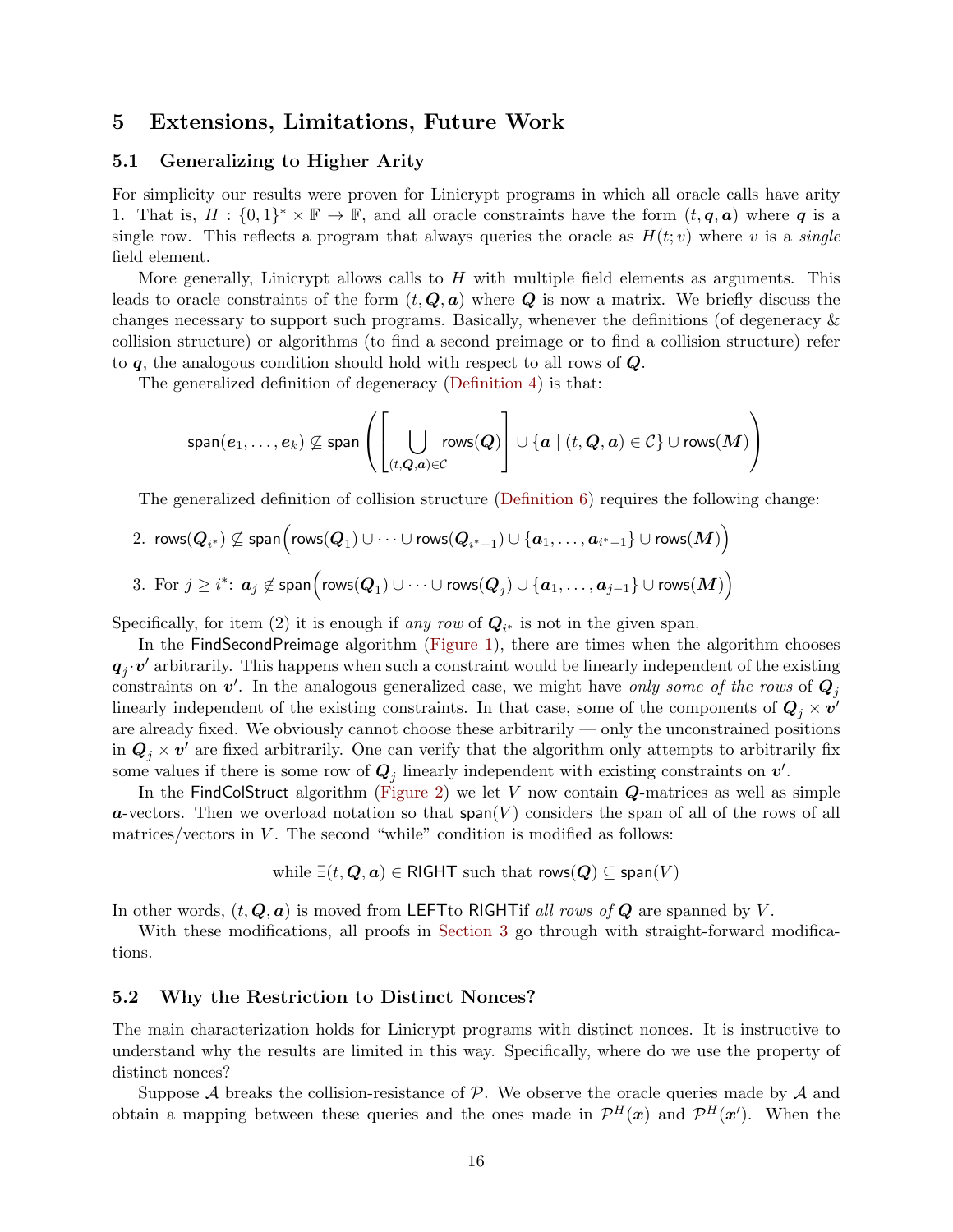## 5 Extensions, Limitations, Future Work

### 5.1 Generalizing to Higher Arity

For simplicity our results were proven for Linicrypt programs in which all oracle calls have arity 1. That is, $H : \{0,1\}^* \times \mathbb{F} \to \mathbb{F}$, and all oracle constraints have the form $(t, \boldsymbol{q}, \boldsymbol{a})$ where $\boldsymbol{q}$ is a single row. This reflects a program that always queries the oracle as $H(t; v)$ where $v$ is a *single* field element.

More generally, Linicrypt allows calls to $H$ with multiple field elements as arguments. This leads to oracle constraints of the form $(t, \boldsymbol{Q}, \boldsymbol{a})$ where $\boldsymbol{Q}$ is now a matrix. We briefly discuss the changes necessary to support such programs. Basically, whenever the definitions (of degeneracy & collision structure) or algorithms (to find a second preimage or to find a collision structure) refer to $\boldsymbol{q}$, the analogous condition should hold with respect to all rows of $\boldsymbol{Q}$.

The generalized definition of degeneracy (Definition 4) is that:

$$\mathsf{span}(\boldsymbol{e}_1, \ldots, \boldsymbol{e}_k) \not\subseteq \mathsf{span}\left(\left[\bigcup_{(t,\boldsymbol{Q},\boldsymbol{a})\in\mathcal{C}} \mathsf{rows}(\boldsymbol{Q})\right] \cup \{\boldsymbol{a} \mid (t, \boldsymbol{Q}, \boldsymbol{a}) \in \mathcal{C}\} \cup \mathsf{rows}(\boldsymbol{M})\right)$$

The generalized definition of collision structure (Definition 6) requires the following change:

2. $\mathsf{rows}(\boldsymbol{Q}_{i^*}) \not\subseteq \mathsf{span}\Big(\mathsf{rows}(\boldsymbol{Q}_1) \cup \cdots \cup \mathsf{rows}(\boldsymbol{Q}_{i^*-1}) \cup \{\boldsymbol{a}_1, \ldots, \boldsymbol{a}_{i^*-1}\} \cup \mathsf{rows}(\boldsymbol{M})\Big)$
3. For $j \geq i^*$: $\boldsymbol{a}_j \notin \mathsf{span}\Big(\mathsf{rows}(\boldsymbol{Q}_1) \cup \cdots \cup \mathsf{rows}(\boldsymbol{Q}_j) \cup \{\boldsymbol{a}_1, \ldots, \boldsymbol{a}_{j-1}\} \cup \mathsf{rows}(\boldsymbol{M})\Big)$

Specifically, for item (2) it is enough if *any row* of $\boldsymbol{Q}_{i^*}$ is not in the given span.

In the FindSecondPreimage algorithm (Figure 1), there are times when the algorithm chooses $\boldsymbol{q}_j \cdot \boldsymbol{v}'$ arbitrarily. This happens when such a constraint would be linearly independent of the existing constraints on $\boldsymbol{v}'$. In the analogous generalized case, we might have *only some of the rows* of $\boldsymbol{Q}_j$ linearly independent of the existing constraints. In that case, some of the components of $\boldsymbol{Q}_j \times \boldsymbol{v}'$ are already fixed. We obviously cannot choose these arbitrarily — only the unconstrained positions in $\boldsymbol{Q}_j \times \boldsymbol{v}'$ are fixed arbitrarily. One can verify that the algorithm only attempts to arbitrarily fix some values if there is some row of $\boldsymbol{Q}_j$ linearly independent with existing constraints on $\boldsymbol{v}'$.

In the FindColStruct algorithm (Figure 2) we let $V$ now contain $\boldsymbol{Q}$-matrices as well as simple $\boldsymbol{a}$-vectors. Then we overload notation so that $\mathsf{span}(V)$ considers the span of all of the rows of all matrices/vectors in $V$. The second "while" condition is modified as follows:

$$\text{while } \exists(t, \boldsymbol{Q}, \boldsymbol{a}) \in \mathsf{RIGHT} \text{ such that } \mathsf{rows}(\boldsymbol{Q}) \subseteq \mathsf{span}(V)$$

In other words, $(t, \boldsymbol{Q}, \boldsymbol{a})$ is moved from LEFTto RIGHTif *all rows of* $\boldsymbol{Q}$ are spanned by $V$.

With these modifications, all proofs in Section 3 go through with straight-forward modifications.

### 5.2 Why the Restriction to Distinct Nonces?

The main characterization holds for Linicrypt programs with distinct nonces. It is instructive to understand why the results are limited in this way. Specifically, where do we use the property of distinct nonces?

Suppose $\mathcal{A}$ breaks the collision-resistance of $\mathcal{P}$. We observe the oracle queries made by $\mathcal{A}$ and obtain a mapping between these queries and the ones made in $\mathcal{P}^H(\boldsymbol{x})$ and $\mathcal{P}^H(\boldsymbol{x}')$. When the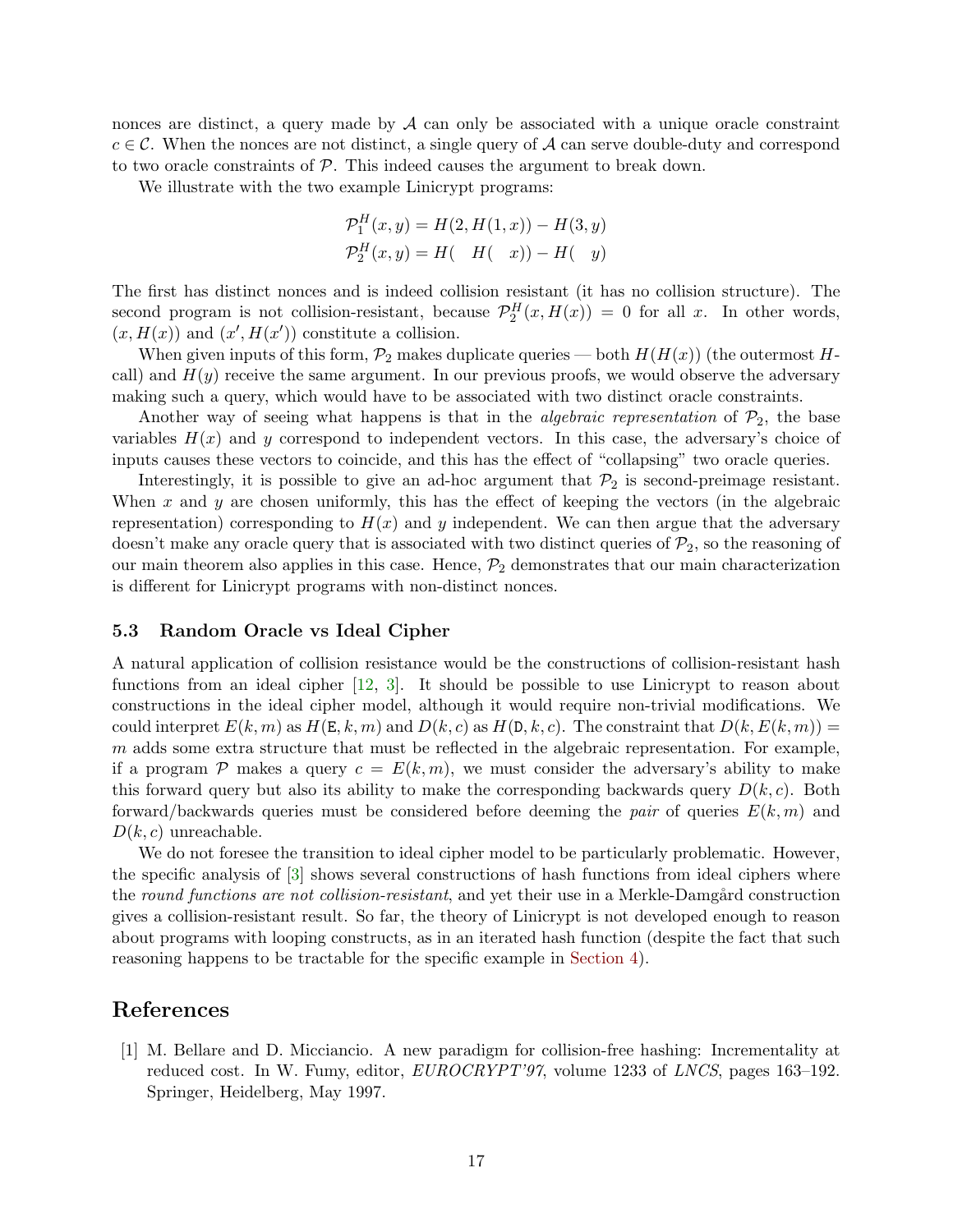nonces are distinct, a query made by $\mathcal{A}$ can only be associated with a unique oracle constraint $c \in \mathcal{C}$. When the nonces are not distinct, a single query of $\mathcal{A}$ can serve double-duty and correspond to two oracle constraints of $\mathcal{P}$. This indeed causes the argument to break down.

We illustrate with the two example Linicrypt programs:

$$\mathcal{P}_1^H(x, y) = H(2, H(1, x)) - H(3, y)$$
$$\mathcal{P}_2^H(x, y) = H(\quad H(\quad x)) - H(\quad y)$$

The first has distinct nonces and is indeed collision resistant (it has no collision structure). The second program is not collision-resistant, because $\mathcal{P}_2^H(x, H(x)) = 0$ for all $x$. In other words, $(x, H(x))$ and $(x', H(x'))$ constitute a collision.

When given inputs of this form, $\mathcal{P}_2$ makes duplicate queries — both $H(H(x))$ (the outermost $H$-call) and $H(y)$ receive the same argument. In our previous proofs, we would observe the adversary making such a query, which would have to be associated with two distinct oracle constraints.

Another way of seeing what happens is that in the *algebraic representation* of $\mathcal{P}_2$, the base variables $H(x)$ and $y$ correspond to independent vectors. In this case, the adversary's choice of inputs causes these vectors to coincide, and this has the effect of "collapsing" two oracle queries.

Interestingly, it is possible to give an ad-hoc argument that $\mathcal{P}_2$ is second-preimage resistant. When $x$ and $y$ are chosen uniformly, this has the effect of keeping the vectors (in the algebraic representation) corresponding to $H(x)$ and $y$ independent. We can then argue that the adversary doesn't make any oracle query that is associated with two distinct queries of $\mathcal{P}_2$, so the reasoning of our main theorem also applies in this case. Hence, $\mathcal{P}_2$ demonstrates that our main characterization is different for Linicrypt programs with non-distinct nonces.

### 5.3 Random Oracle vs Ideal Cipher

A natural application of collision resistance would be the constructions of collision-resistant hash functions from an ideal cipher [12, 3]. It should be possible to use Linicrypt to reason about constructions in the ideal cipher model, although it would require non-trivial modifications. We could interpret $E(k, m)$ as $H(\texttt{E}, k, m)$ and $D(k, c)$ as $H(\texttt{D}, k, c)$. The constraint that $D(k, E(k, m)) = m$ adds some extra structure that must be reflected in the algebraic representation. For example, if a program $\mathcal{P}$ makes a query $c = E(k, m)$, we must consider the adversary's ability to make this forward query but also its ability to make the corresponding backwards query $D(k, c)$. Both forward/backwards queries must be considered before deeming the *pair* of queries $E(k, m)$ and $D(k, c)$ unreachable.

We do not foresee the transition to ideal cipher model to be particularly problematic. However, the specific analysis of [3] shows several constructions of hash functions from ideal ciphers where the *round functions are not collision-resistant*, and yet their use in a Merkle-Damgård construction gives a collision-resistant result. So far, the theory of Linicrypt is not developed enough to reason about programs with looping constructs, as in an iterated hash function (despite the fact that such reasoning happens to be tractable for the specific example in Section 4).

## References

[1] M. Bellare and D. Micciancio. A new paradigm for collision-free hashing: Incrementality at reduced cost. In W. Fumy, editor, *EUROCRYPT'97*, volume 1233 of *LNCS*, pages 163–192. Springer, Heidelberg, May 1997.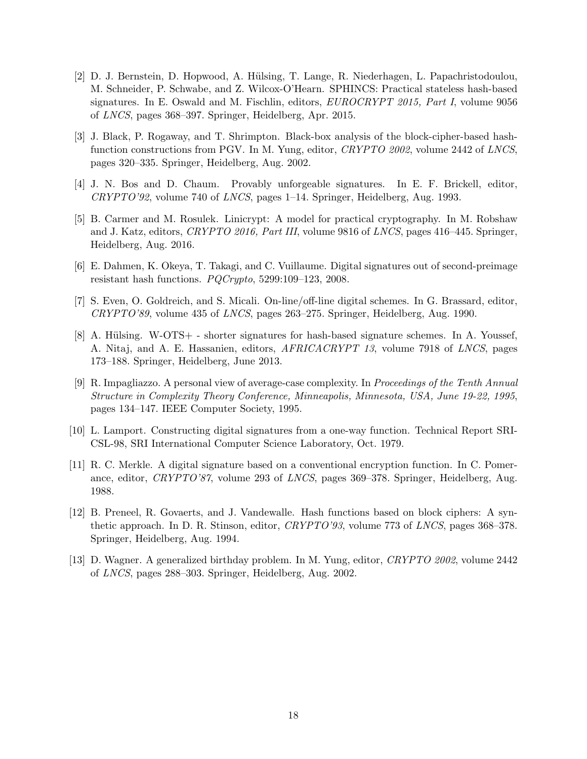[2] D. J. Bernstein, D. Hopwood, A. Hülsing, T. Lange, R. Niederhagen, L. Papachristodoulou, M. Schneider, P. Schwabe, and Z. Wilcox-O'Hearn. SPHINCS: Practical stateless hash-based signatures. In E. Oswald and M. Fischlin, editors, *EUROCRYPT 2015, Part I*, volume 9056 of *LNCS*, pages 368–397. Springer, Heidelberg, Apr. 2015.

[3] J. Black, P. Rogaway, and T. Shrimpton. Black-box analysis of the block-cipher-based hash-function constructions from PGV. In M. Yung, editor, *CRYPTO 2002*, volume 2442 of *LNCS*, pages 320–335. Springer, Heidelberg, Aug. 2002.

[4] J. N. Bos and D. Chaum. Provably unforgeable signatures. In E. F. Brickell, editor, *CRYPTO'92*, volume 740 of *LNCS*, pages 1–14. Springer, Heidelberg, Aug. 1993.

[5] B. Carmer and M. Rosulek. Linicrypt: A model for practical cryptography. In M. Robshaw and J. Katz, editors, *CRYPTO 2016, Part III*, volume 9816 of *LNCS*, pages 416–445. Springer, Heidelberg, Aug. 2016.

[6] E. Dahmen, K. Okeya, T. Takagi, and C. Vuillaume. Digital signatures out of second-preimage resistant hash functions. *PQCrypto*, 5299:109–123, 2008.

[7] S. Even, O. Goldreich, and S. Micali. On-line/off-line digital schemes. In G. Brassard, editor, *CRYPTO'89*, volume 435 of *LNCS*, pages 263–275. Springer, Heidelberg, Aug. 1990.

[8] A. Hülsing. W-OTS+ - shorter signatures for hash-based signature schemes. In A. Youssef, A. Nitaj, and A. E. Hassanien, editors, *AFRICACRYPT 13*, volume 7918 of *LNCS*, pages 173–188. Springer, Heidelberg, June 2013.

[9] R. Impagliazzo. A personal view of average-case complexity. In *Proceedings of the Tenth Annual Structure in Complexity Theory Conference, Minneapolis, Minnesota, USA, June 19-22, 1995*, pages 134–147. IEEE Computer Society, 1995.

[10] L. Lamport. Constructing digital signatures from a one-way function. Technical Report SRI-CSL-98, SRI International Computer Science Laboratory, Oct. 1979.

[11] R. C. Merkle. A digital signature based on a conventional encryption function. In C. Pomerance, editor, *CRYPTO'87*, volume 293 of *LNCS*, pages 369–378. Springer, Heidelberg, Aug. 1988.

[12] B. Preneel, R. Govaerts, and J. Vandewalle. Hash functions based on block ciphers: A synthetic approach. In D. R. Stinson, editor, *CRYPTO'93*, volume 773 of *LNCS*, pages 368–378. Springer, Heidelberg, Aug. 1994.

[13] D. Wagner. A generalized birthday problem. In M. Yung, editor, *CRYPTO 2002*, volume 2442 of *LNCS*, pages 288–303. Springer, Heidelberg, Aug. 2002.